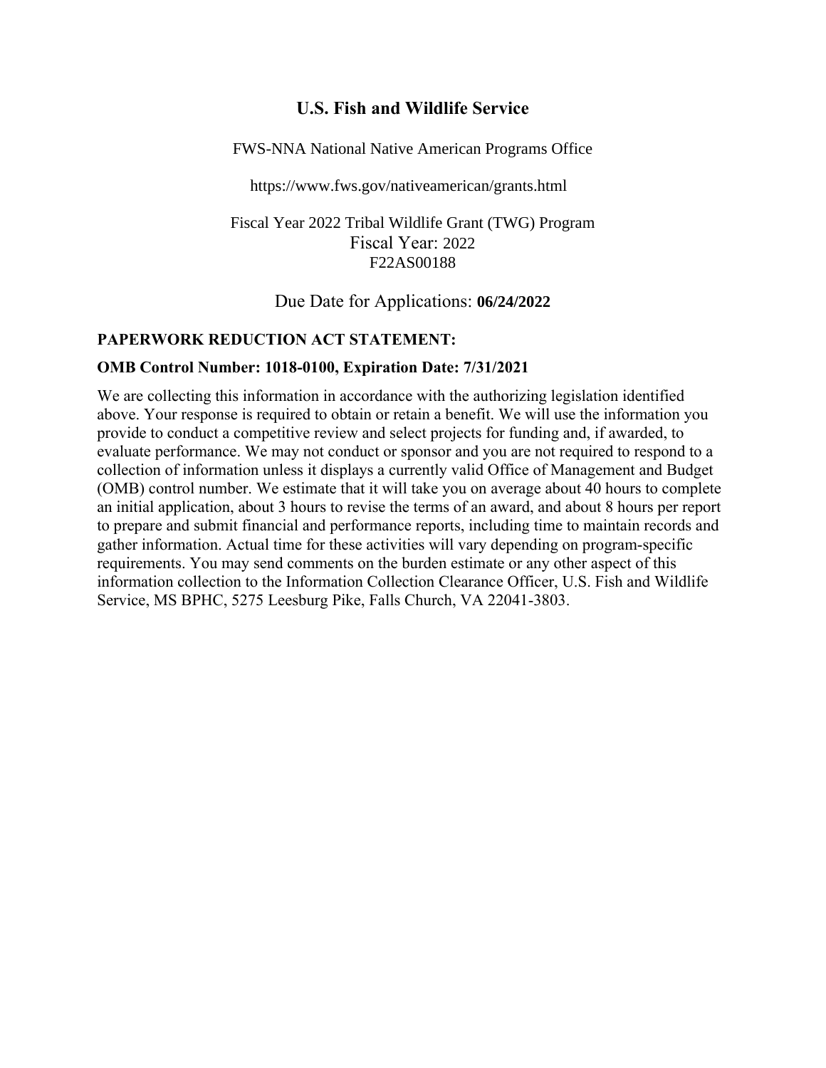# U.S. Fish and Wildlife Service

FWS-NNA National Native American Programs Office

https://www.fws.gov/nativeamerican/grants.html

Fiscal Year 2022 Tribal Wildlife Grant (TWG) Program
Fiscal Year: 2022
F22AS00188

Due Date for Applications: **06/24/2022**

## PAPERWORK REDUCTION ACT STATEMENT:

### OMB Control Number: 1018-0100, Expiration Date: 7/31/2021

We are collecting this information in accordance with the authorizing legislation identified above. Your response is required to obtain or retain a benefit. We will use the information you provide to conduct a competitive review and select projects for funding and, if awarded, to evaluate performance. We may not conduct or sponsor and you are not required to respond to a collection of information unless it displays a currently valid Office of Management and Budget (OMB) control number. We estimate that it will take you on average about 40 hours to complete an initial application, about 3 hours to revise the terms of an award, and about 8 hours per report to prepare and submit financial and performance reports, including time to maintain records and gather information. Actual time for these activities will vary depending on program-specific requirements. You may send comments on the burden estimate or any other aspect of this information collection to the Information Collection Clearance Officer, U.S. Fish and Wildlife Service, MS BPHC, 5275 Leesburg Pike, Falls Church, VA 22041-3803.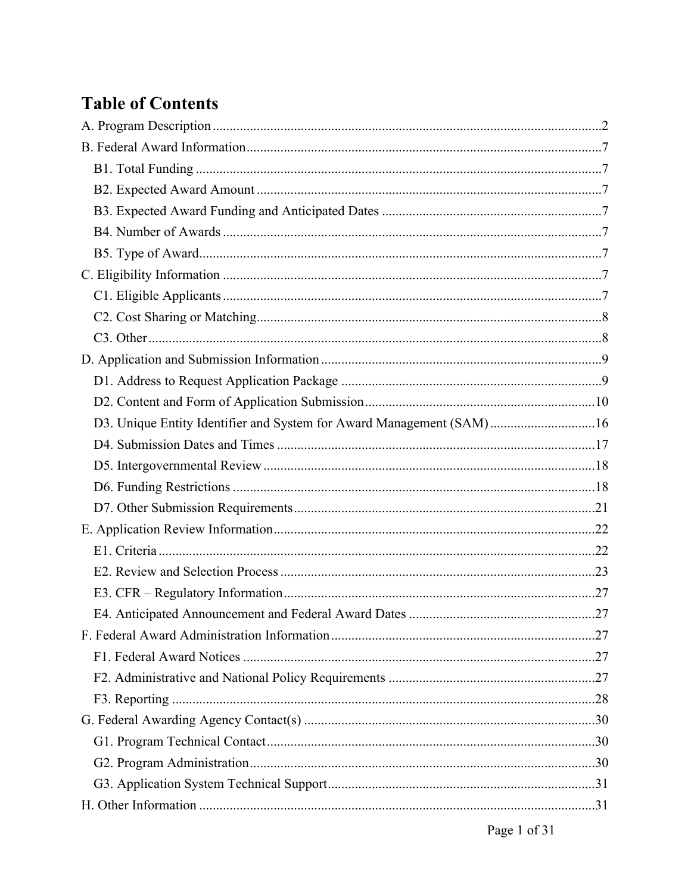# Table of Contents

A. Program Description .....2

B. Federal Award Information .....7

- B1. Total Funding .....7
- B2. Expected Award Amount .....7
- B3. Expected Award Funding and Anticipated Dates .....7
- B4. Number of Awards .....7
- B5. Type of Award .....7

C. Eligibility Information .....7

- C1. Eligible Applicants .....7
- C2. Cost Sharing or Matching .....8
- C3. Other .....8

D. Application and Submission Information .....9

- D1. Address to Request Application Package .....9
- D2. Content and Form of Application Submission .....10
- D3. Unique Entity Identifier and System for Award Management (SAM) .....16
- D4. Submission Dates and Times .....17
- D5. Intergovernmental Review .....18
- D6. Funding Restrictions .....18
- D7. Other Submission Requirements .....21

E. Application Review Information .....22

- E1. Criteria .....22
- E2. Review and Selection Process .....23
- E3. CFR – Regulatory Information .....27
- E4. Anticipated Announcement and Federal Award Dates .....27

F. Federal Award Administration Information .....27

- F1. Federal Award Notices .....27
- F2. Administrative and National Policy Requirements .....27
- F3. Reporting .....28

G. Federal Awarding Agency Contact(s) .....30

- G1. Program Technical Contact .....30
- G2. Program Administration .....30
- G3. Application System Technical Support .....31

H. Other Information .....31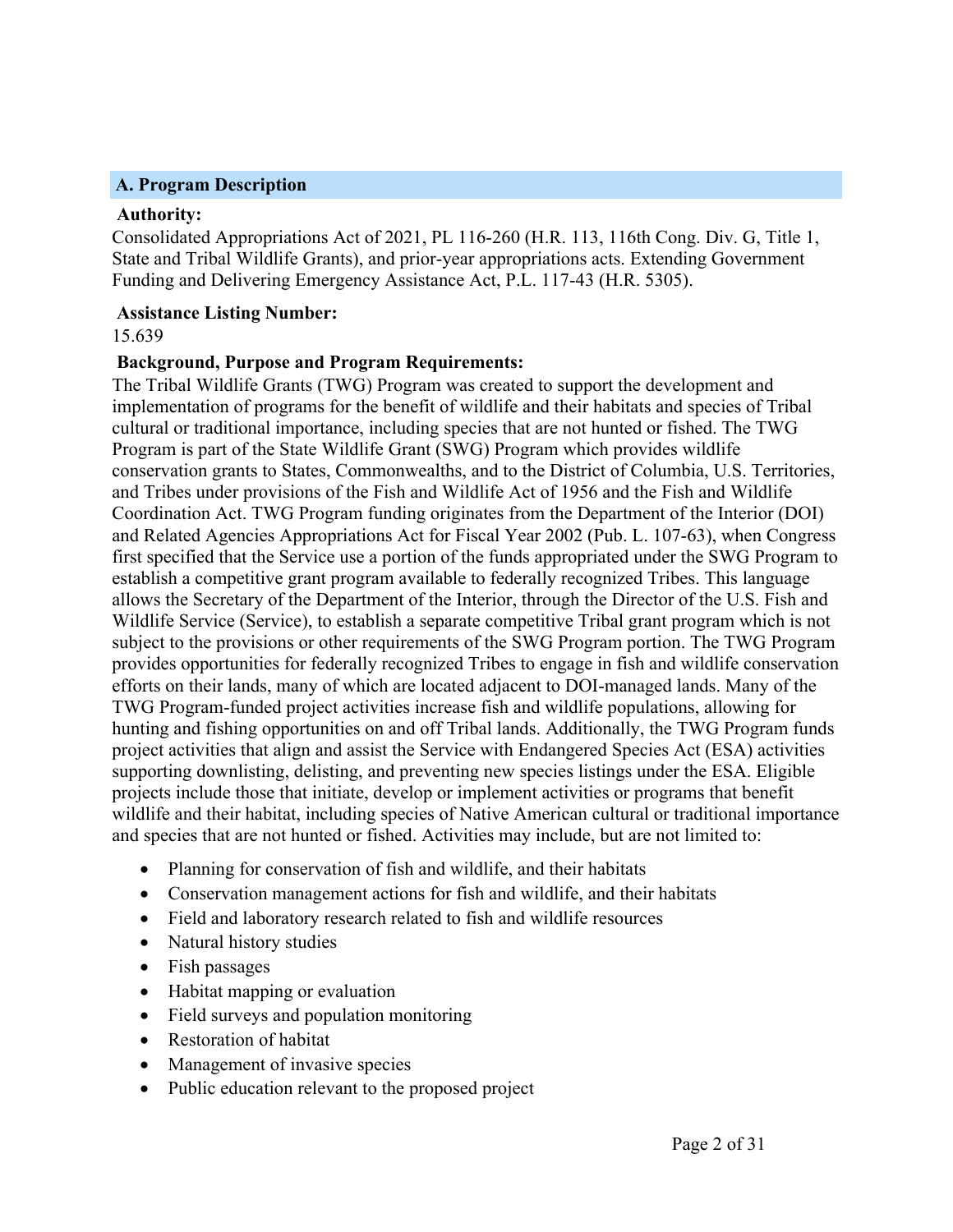## A. Program Description

**Authority:**

Consolidated Appropriations Act of 2021, PL 116-260 (H.R. 113, 116th Cong. Div. G, Title 1, State and Tribal Wildlife Grants), and prior-year appropriations acts. Extending Government Funding and Delivering Emergency Assistance Act, P.L. 117-43 (H.R. 5305).

**Assistance Listing Number:**

15.639

**Background, Purpose and Program Requirements:**

The Tribal Wildlife Grants (TWG) Program was created to support the development and implementation of programs for the benefit of wildlife and their habitats and species of Tribal cultural or traditional importance, including species that are not hunted or fished. The TWG Program is part of the State Wildlife Grant (SWG) Program which provides wildlife conservation grants to States, Commonwealths, and to the District of Columbia, U.S. Territories, and Tribes under provisions of the Fish and Wildlife Act of 1956 and the Fish and Wildlife Coordination Act. TWG Program funding originates from the Department of the Interior (DOI) and Related Agencies Appropriations Act for Fiscal Year 2002 (Pub. L. 107-63), when Congress first specified that the Service use a portion of the funds appropriated under the SWG Program to establish a competitive grant program available to federally recognized Tribes. This language allows the Secretary of the Department of the Interior, through the Director of the U.S. Fish and Wildlife Service (Service), to establish a separate competitive Tribal grant program which is not subject to the provisions or other requirements of the SWG Program portion. The TWG Program provides opportunities for federally recognized Tribes to engage in fish and wildlife conservation efforts on their lands, many of which are located adjacent to DOI-managed lands. Many of the TWG Program-funded project activities increase fish and wildlife populations, allowing for hunting and fishing opportunities on and off Tribal lands. Additionally, the TWG Program funds project activities that align and assist the Service with Endangered Species Act (ESA) activities supporting downlisting, delisting, and preventing new species listings under the ESA. Eligible projects include those that initiate, develop or implement activities or programs that benefit wildlife and their habitat, including species of Native American cultural or traditional importance and species that are not hunted or fished. Activities may include, but are not limited to:

- Planning for conservation of fish and wildlife, and their habitats
- Conservation management actions for fish and wildlife, and their habitats
- Field and laboratory research related to fish and wildlife resources
- Natural history studies
- Fish passages
- Habitat mapping or evaluation
- Field surveys and population monitoring
- Restoration of habitat
- Management of invasive species
- Public education relevant to the proposed project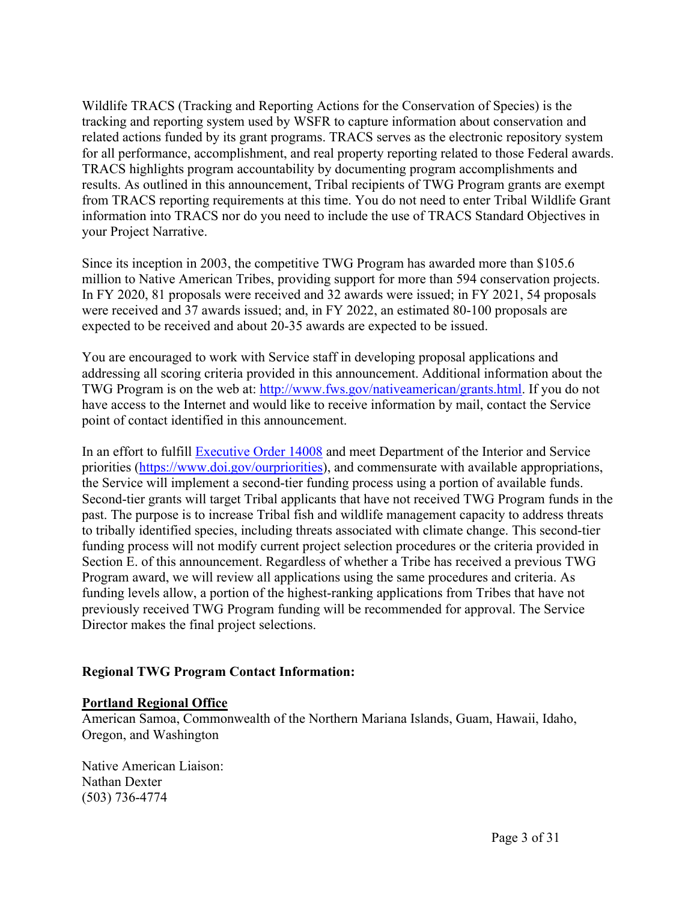Wildlife TRACS (Tracking and Reporting Actions for the Conservation of Species) is the tracking and reporting system used by WSFR to capture information about conservation and related actions funded by its grant programs. TRACS serves as the electronic repository system for all performance, accomplishment, and real property reporting related to those Federal awards. TRACS highlights program accountability by documenting program accomplishments and results. As outlined in this announcement, Tribal recipients of TWG Program grants are exempt from TRACS reporting requirements at this time. You do not need to enter Tribal Wildlife Grant information into TRACS nor do you need to include the use of TRACS Standard Objectives in your Project Narrative.

Since its inception in 2003, the competitive TWG Program has awarded more than $105.6 million to Native American Tribes, providing support for more than 594 conservation projects. In FY 2020, 81 proposals were received and 32 awards were issued; in FY 2021, 54 proposals were received and 37 awards issued; and, in FY 2022, an estimated 80-100 proposals are expected to be received and about 20-35 awards are expected to be issued.

You are encouraged to work with Service staff in developing proposal applications and addressing all scoring criteria provided in this announcement. Additional information about the TWG Program is on the web at: [http://www.fws.gov/nativeamerican/grants.html](http://www.fws.gov/nativeamerican/grants.html). If you do not have access to the Internet and would like to receive information by mail, contact the Service point of contact identified in this announcement.

In an effort to fulfill [Executive Order 14008](#) and meet Department of the Interior and Service priorities ([https://www.doi.gov/ourpriorities](https://www.doi.gov/ourpriorities)), and commensurate with available appropriations, the Service will implement a second-tier funding process using a portion of available funds. Second-tier grants will target Tribal applicants that have not received TWG Program funds in the past. The purpose is to increase Tribal fish and wildlife management capacity to address threats to tribally identified species, including threats associated with climate change. This second-tier funding process will not modify current project selection procedures or the criteria provided in Section E. of this announcement. Regardless of whether a Tribe has received a previous TWG Program award, we will review all applications using the same procedures and criteria. As funding levels allow, a portion of the highest-ranking applications from Tribes that have not previously received TWG Program funding will be recommended for approval. The Service Director makes the final project selections.

**Regional TWG Program Contact Information:**

**Portland Regional Office**

American Samoa, Commonwealth of the Northern Mariana Islands, Guam, Hawaii, Idaho, Oregon, and Washington

Native American Liaison:
Nathan Dexter
(503) 736-4774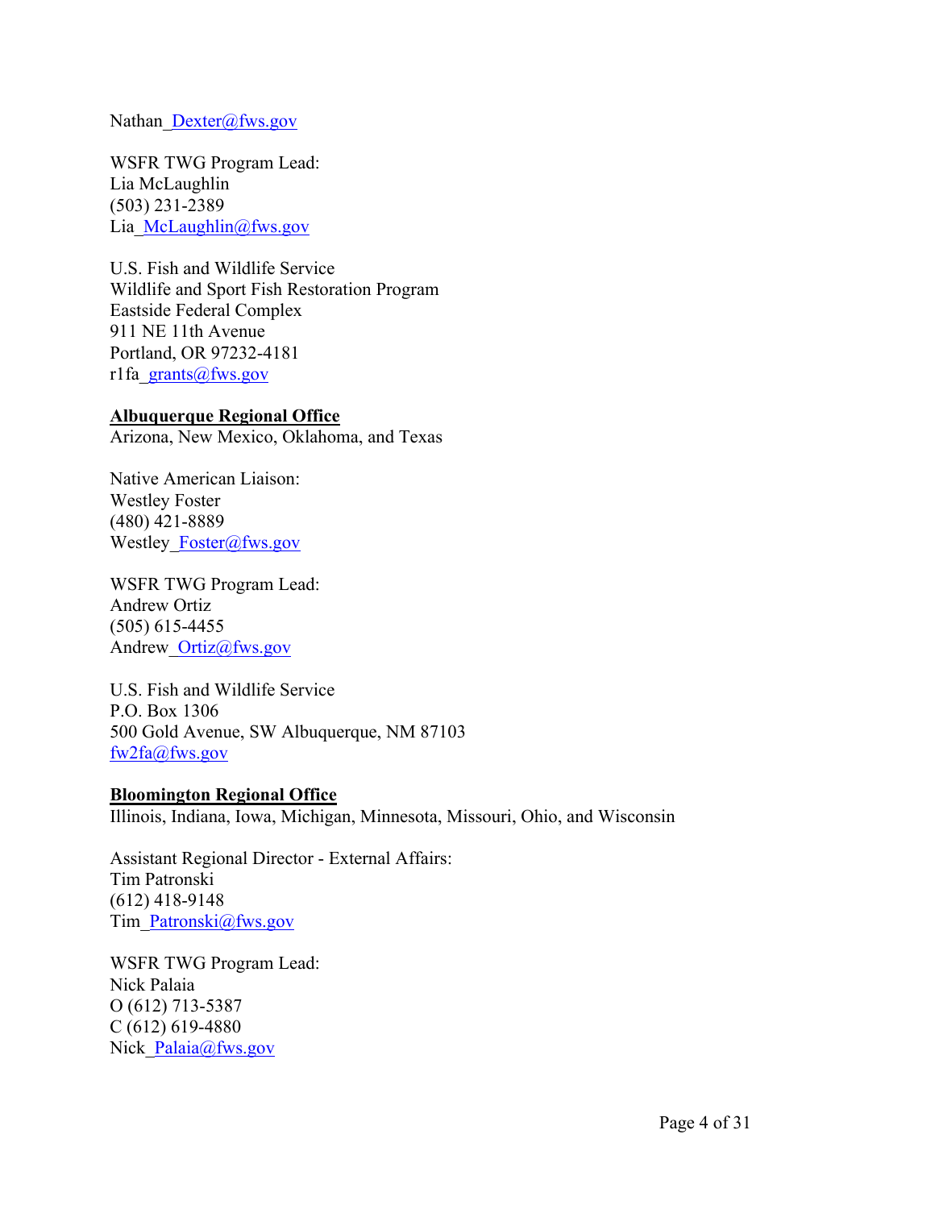Nathan_Dexter@fws.gov

WSFR TWG Program Lead:
Lia McLaughlin
(503) 231-2389
Lia_McLaughlin@fws.gov

U.S. Fish and Wildlife Service
Wildlife and Sport Fish Restoration Program
Eastside Federal Complex
911 NE 11th Avenue
Portland, OR 97232-4181
r1fa_grants@fws.gov

**Albuquerque Regional Office**
Arizona, New Mexico, Oklahoma, and Texas

Native American Liaison:
Westley Foster
(480) 421-8889
Westley_Foster@fws.gov

WSFR TWG Program Lead:
Andrew Ortiz
(505) 615-4455
Andrew_Ortiz@fws.gov

U.S. Fish and Wildlife Service
P.O. Box 1306
500 Gold Avenue, SW Albuquerque, NM 87103
fw2fa@fws.gov

**Bloomington Regional Office**
Illinois, Indiana, Iowa, Michigan, Minnesota, Missouri, Ohio, and Wisconsin

Assistant Regional Director - External Affairs:
Tim Patronski
(612) 418-9148
Tim_Patronski@fws.gov

WSFR TWG Program Lead:
Nick Palaia
O (612) 713-5387
C (612) 619-4880
Nick_Palaia@fws.gov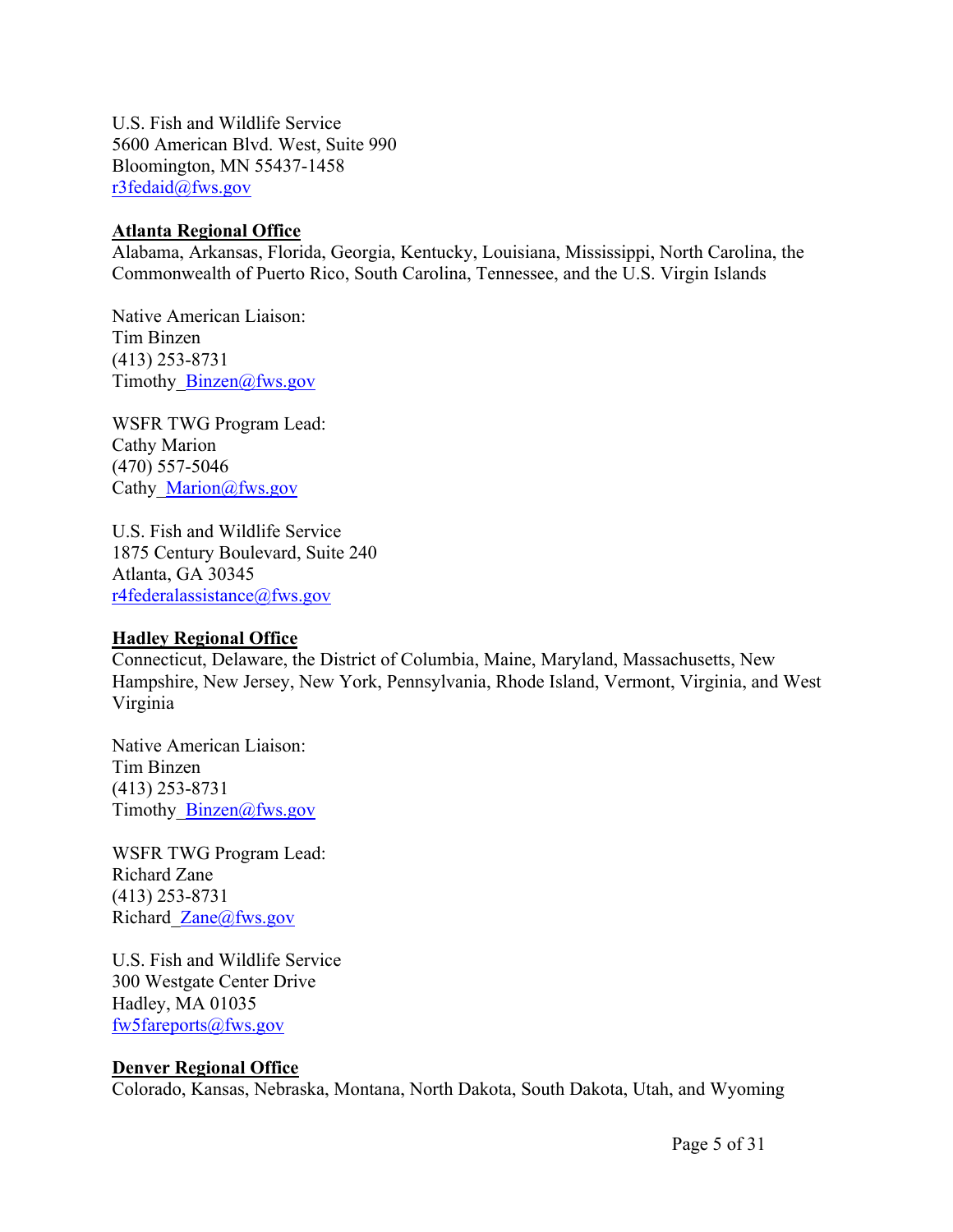U.S. Fish and Wildlife Service
5600 American Blvd. West, Suite 990
Bloomington, MN 55437-1458
r3fedaid@fws.gov

**Atlanta Regional Office**

Alabama, Arkansas, Florida, Georgia, Kentucky, Louisiana, Mississippi, North Carolina, the Commonwealth of Puerto Rico, South Carolina, Tennessee, and the U.S. Virgin Islands

Native American Liaison:
Tim Binzen
(413) 253-8731
Timothy_Binzen@fws.gov

WSFR TWG Program Lead:
Cathy Marion
(470) 557-5046
Cathy_Marion@fws.gov

U.S. Fish and Wildlife Service
1875 Century Boulevard, Suite 240
Atlanta, GA 30345
r4federalassistance@fws.gov

**Hadley Regional Office**

Connecticut, Delaware, the District of Columbia, Maine, Maryland, Massachusetts, New Hampshire, New Jersey, New York, Pennsylvania, Rhode Island, Vermont, Virginia, and West Virginia

Native American Liaison:
Tim Binzen
(413) 253-8731
Timothy_Binzen@fws.gov

WSFR TWG Program Lead:
Richard Zane
(413) 253-8731
Richard_Zane@fws.gov

U.S. Fish and Wildlife Service
300 Westgate Center Drive
Hadley, MA 01035
fw5fareports@fws.gov

**Denver Regional Office**

Colorado, Kansas, Nebraska, Montana, North Dakota, South Dakota, Utah, and Wyoming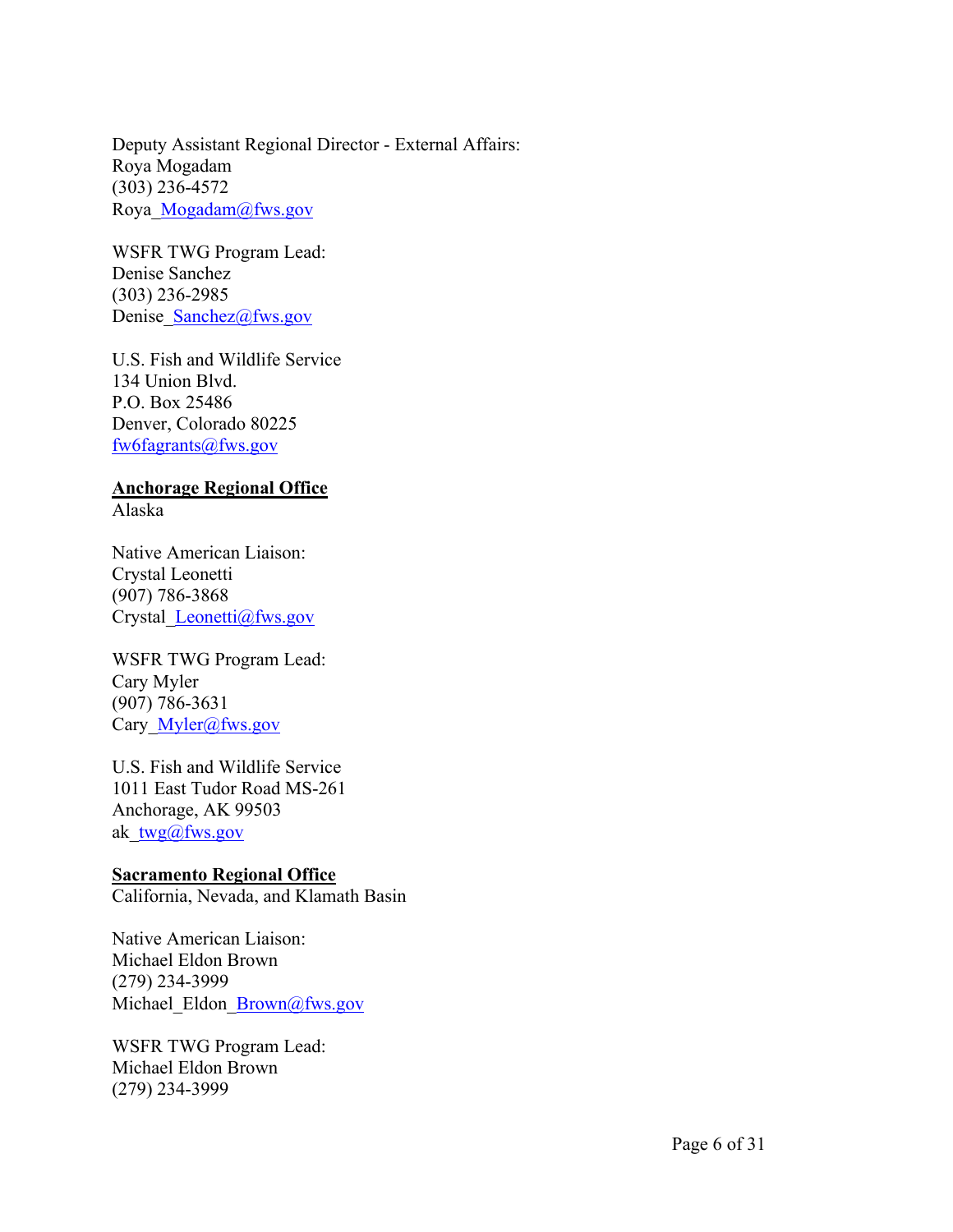Deputy Assistant Regional Director - External Affairs:
Roya Mogadam
(303) 236-4572
Roya_Mogadam@fws.gov

WSFR TWG Program Lead:
Denise Sanchez
(303) 236-2985
Denise_Sanchez@fws.gov

U.S. Fish and Wildlife Service
134 Union Blvd.
P.O. Box 25486
Denver, Colorado 80225
fw6fagrants@fws.gov

**Anchorage Regional Office**
Alaska

Native American Liaison:
Crystal Leonetti
(907) 786-3868
Crystal_Leonetti@fws.gov

WSFR TWG Program Lead:
Cary Myler
(907) 786-3631
Cary_Myler@fws.gov

U.S. Fish and Wildlife Service
1011 East Tudor Road MS-261
Anchorage, AK 99503
ak_twg@fws.gov

**Sacramento Regional Office**
California, Nevada, and Klamath Basin

Native American Liaison:
Michael Eldon Brown
(279) 234-3999
Michael_Eldon_Brown@fws.gov

WSFR TWG Program Lead:
Michael Eldon Brown
(279) 234-3999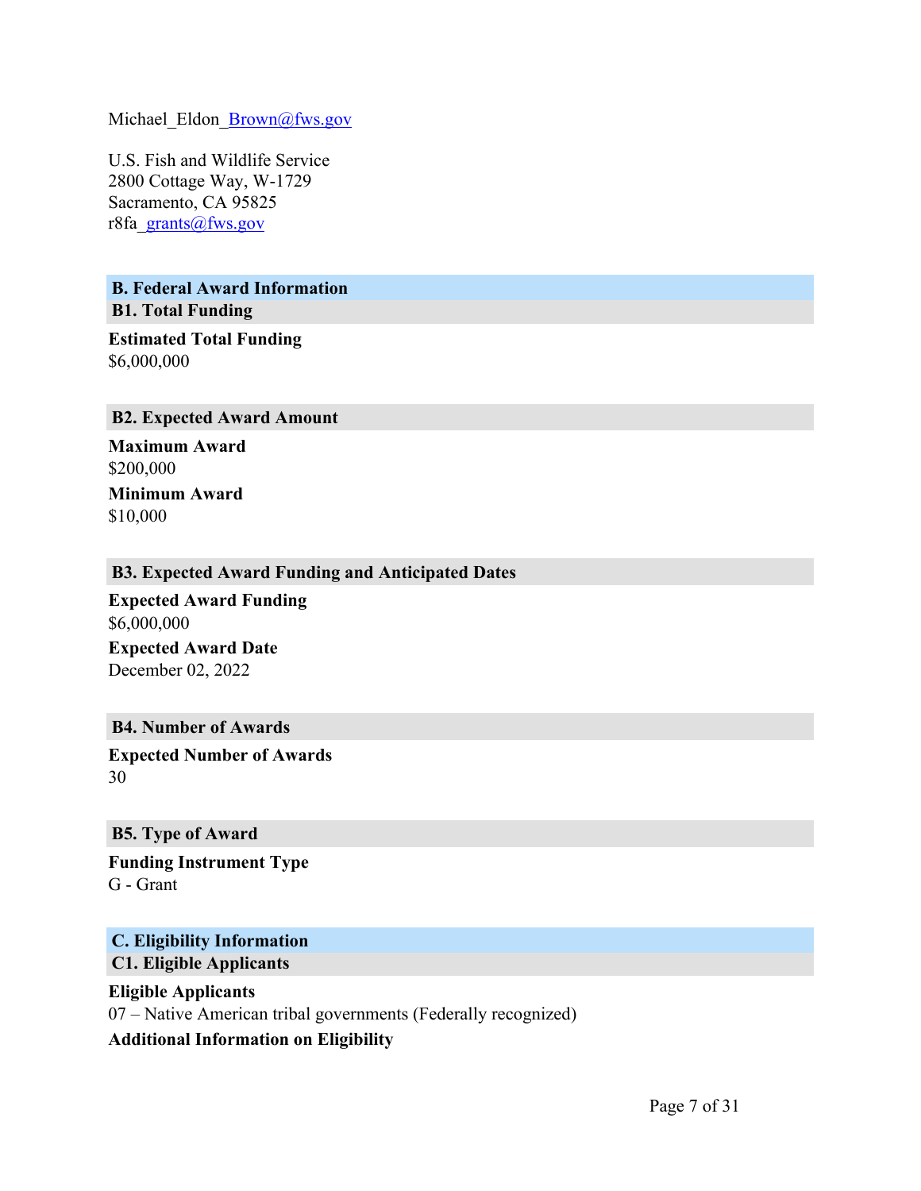Michael_Eldon_Brown@fws.gov

U.S. Fish and Wildlife Service
2800 Cottage Way, W-1729
Sacramento, CA 95825
r8fa_grants@fws.gov

## B. Federal Award Information

### B1. Total Funding

**Estimated Total Funding**
$6,000,000

### B2. Expected Award Amount

**Maximum Award**
$200,000

**Minimum Award**
$10,000

### B3. Expected Award Funding and Anticipated Dates

**Expected Award Funding**
$6,000,000

**Expected Award Date**
December 02, 2022

### B4. Number of Awards

**Expected Number of Awards**
30

### B5. Type of Award

**Funding Instrument Type**
G - Grant

## C. Eligibility Information

### C1. Eligible Applicants

**Eligible Applicants**
07 – Native American tribal governments (Federally recognized)

**Additional Information on Eligibility**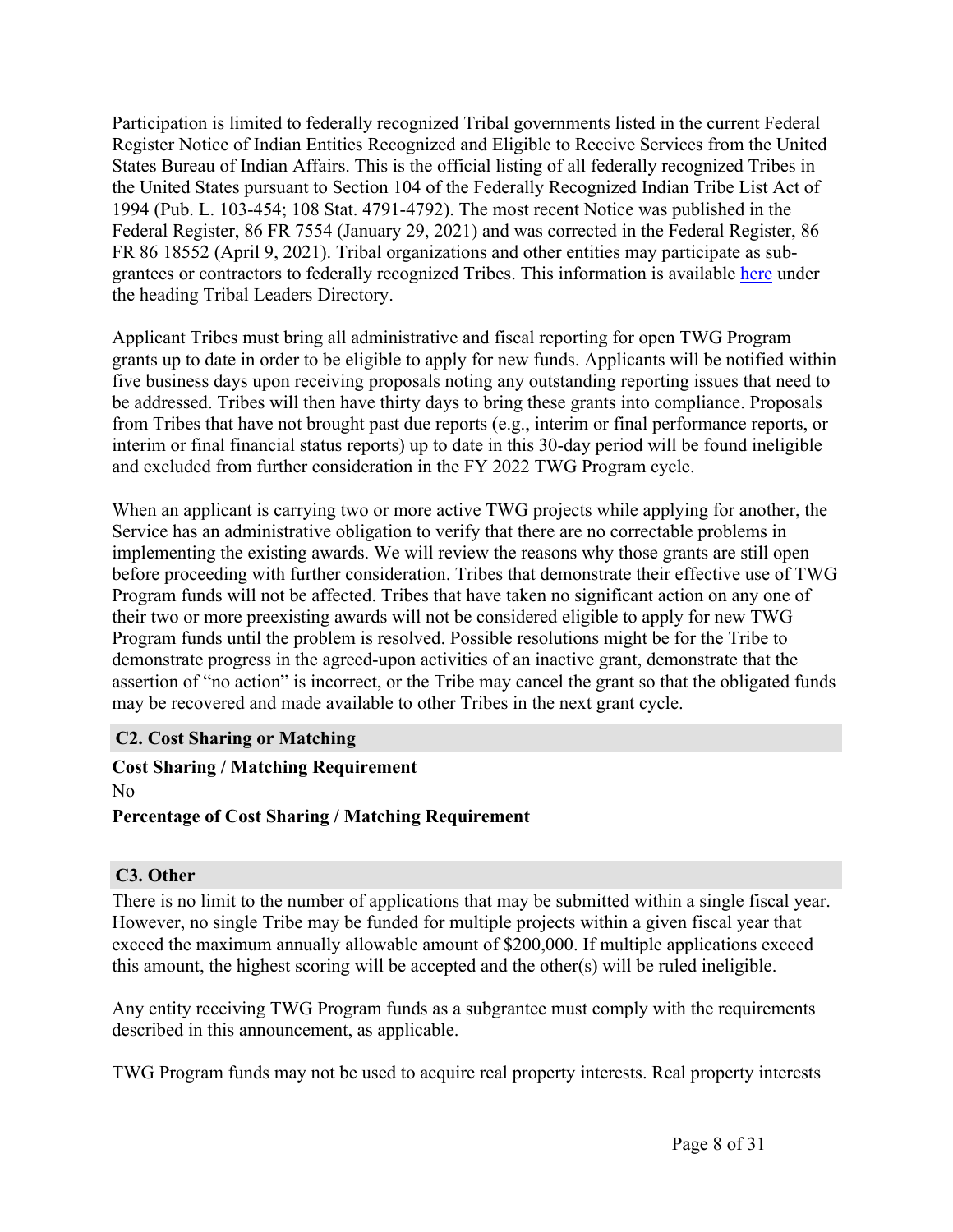Participation is limited to federally recognized Tribal governments listed in the current Federal Register Notice of Indian Entities Recognized and Eligible to Receive Services from the United States Bureau of Indian Affairs. This is the official listing of all federally recognized Tribes in the United States pursuant to Section 104 of the Federally Recognized Indian Tribe List Act of 1994 (Pub. L. 103-454; 108 Stat. 4791-4792). The most recent Notice was published in the Federal Register, 86 FR 7554 (January 29, 2021) and was corrected in the Federal Register, 86 FR 86 18552 (April 9, 2021). Tribal organizations and other entities may participate as sub-grantees or contractors to federally recognized Tribes. This information is available here under the heading Tribal Leaders Directory.

Applicant Tribes must bring all administrative and fiscal reporting for open TWG Program grants up to date in order to be eligible to apply for new funds. Applicants will be notified within five business days upon receiving proposals noting any outstanding reporting issues that need to be addressed. Tribes will then have thirty days to bring these grants into compliance. Proposals from Tribes that have not brought past due reports (e.g., interim or final performance reports, or interim or final financial status reports) up to date in this 30-day period will be found ineligible and excluded from further consideration in the FY 2022 TWG Program cycle.

When an applicant is carrying two or more active TWG projects while applying for another, the Service has an administrative obligation to verify that there are no correctable problems in implementing the existing awards. We will review the reasons why those grants are still open before proceeding with further consideration. Tribes that demonstrate their effective use of TWG Program funds will not be affected. Tribes that have taken no significant action on any one of their two or more preexisting awards will not be considered eligible to apply for new TWG Program funds until the problem is resolved. Possible resolutions might be for the Tribe to demonstrate progress in the agreed-upon activities of an inactive grant, demonstrate that the assertion of "no action" is incorrect, or the Tribe may cancel the grant so that the obligated funds may be recovered and made available to other Tribes in the next grant cycle.

## C2. Cost Sharing or Matching

**Cost Sharing / Matching Requirement**

No

**Percentage of Cost Sharing / Matching Requirement**

## C3. Other

There is no limit to the number of applications that may be submitted within a single fiscal year. However, no single Tribe may be funded for multiple projects within a given fiscal year that exceed the maximum annually allowable amount of $200,000. If multiple applications exceed this amount, the highest scoring will be accepted and the other(s) will be ruled ineligible.

Any entity receiving TWG Program funds as a subgrantee must comply with the requirements described in this announcement, as applicable.

TWG Program funds may not be used to acquire real property interests. Real property interests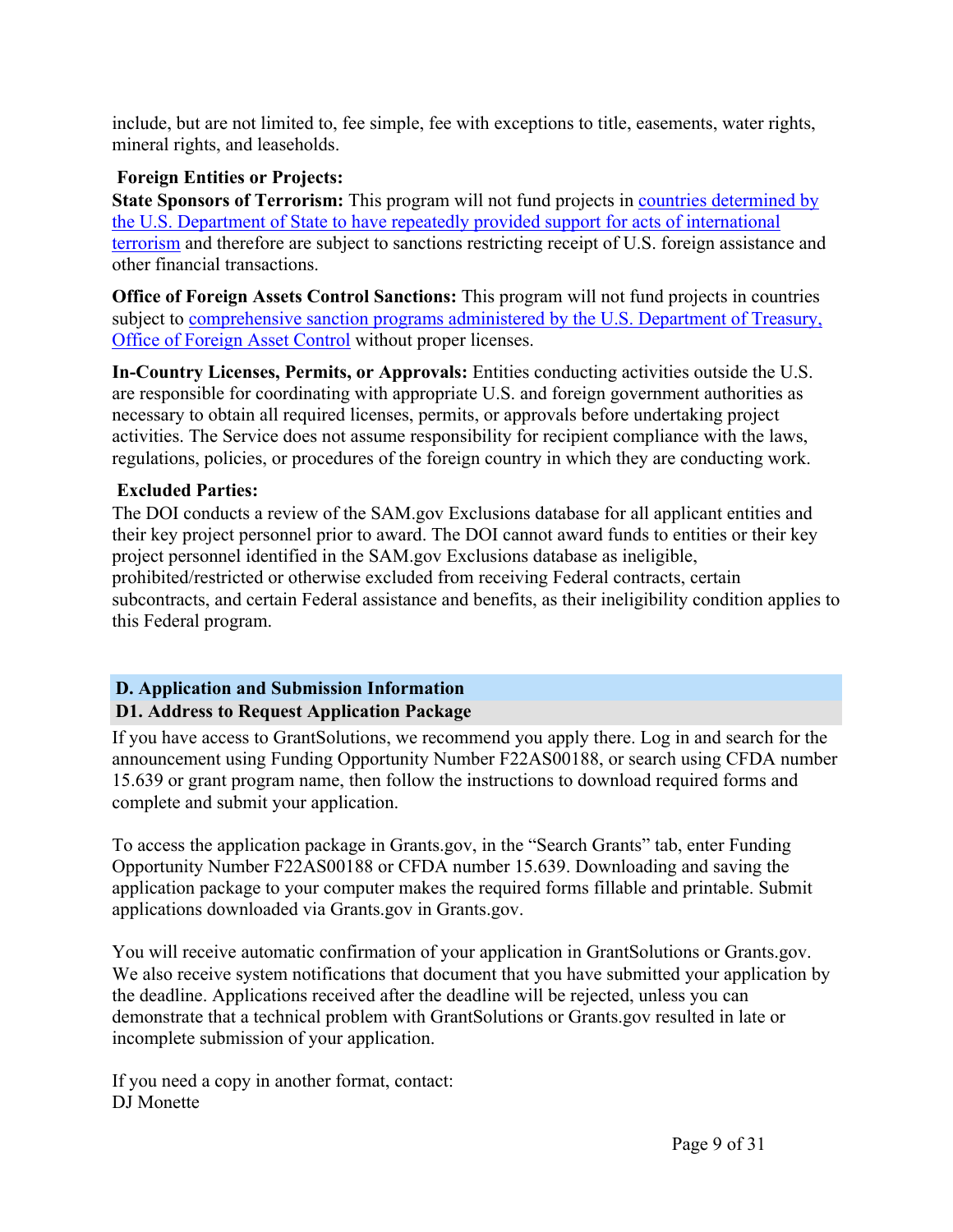include, but are not limited to, fee simple, fee with exceptions to title, easements, water rights, mineral rights, and leaseholds.

**Foreign Entities or Projects:**

**State Sponsors of Terrorism:** This program will not fund projects in countries determined by the U.S. Department of State to have repeatedly provided support for acts of international terrorism and therefore are subject to sanctions restricting receipt of U.S. foreign assistance and other financial transactions.

**Office of Foreign Assets Control Sanctions:** This program will not fund projects in countries subject to comprehensive sanction programs administered by the U.S. Department of Treasury, Office of Foreign Asset Control without proper licenses.

**In-Country Licenses, Permits, or Approvals:** Entities conducting activities outside the U.S. are responsible for coordinating with appropriate U.S. and foreign government authorities as necessary to obtain all required licenses, permits, or approvals before undertaking project activities. The Service does not assume responsibility for recipient compliance with the laws, regulations, policies, or procedures of the foreign country in which they are conducting work.

**Excluded Parties:**

The DOI conducts a review of the SAM.gov Exclusions database for all applicant entities and their key project personnel prior to award. The DOI cannot award funds to entities or their key project personnel identified in the SAM.gov Exclusions database as ineligible, prohibited/restricted or otherwise excluded from receiving Federal contracts, certain subcontracts, and certain Federal assistance and benefits, as their ineligibility condition applies to this Federal program.

## D. Application and Submission Information

### D1. Address to Request Application Package

If you have access to GrantSolutions, we recommend you apply there. Log in and search for the announcement using Funding Opportunity Number F22AS00188, or search using CFDA number 15.639 or grant program name, then follow the instructions to download required forms and complete and submit your application.

To access the application package in Grants.gov, in the "Search Grants" tab, enter Funding Opportunity Number F22AS00188 or CFDA number 15.639. Downloading and saving the application package to your computer makes the required forms fillable and printable. Submit applications downloaded via Grants.gov in Grants.gov.

You will receive automatic confirmation of your application in GrantSolutions or Grants.gov. We also receive system notifications that document that you have submitted your application by the deadline. Applications received after the deadline will be rejected, unless you can demonstrate that a technical problem with GrantSolutions or Grants.gov resulted in late or incomplete submission of your application.

If you need a copy in another format, contact:
DJ Monette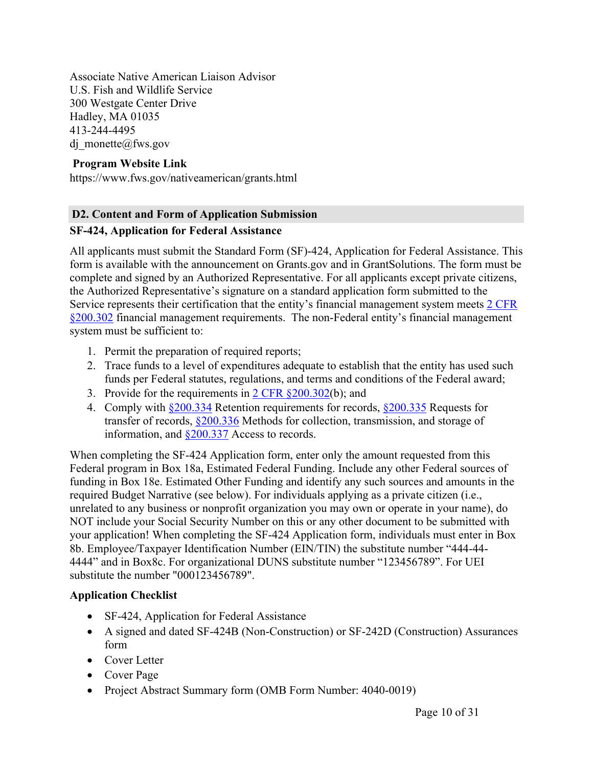Associate Native American Liaison Advisor
U.S. Fish and Wildlife Service
300 Westgate Center Drive
Hadley, MA 01035
413-244-4495
dj_monette@fws.gov

**Program Website Link**
https://www.fws.gov/nativeamerican/grants.html

## D2. Content and Form of Application Submission

### SF-424, Application for Federal Assistance

All applicants must submit the Standard Form (SF)-424, Application for Federal Assistance. This form is available with the announcement on Grants.gov and in GrantSolutions. The form must be complete and signed by an Authorized Representative. For all applicants except private citizens, the Authorized Representative's signature on a standard application form submitted to the Service represents their certification that the entity's financial management system meets 2 CFR §200.302 financial management requirements. The non-Federal entity's financial management system must be sufficient to:

1. Permit the preparation of required reports;
2. Trace funds to a level of expenditures adequate to establish that the entity has used such funds per Federal statutes, regulations, and terms and conditions of the Federal award;
3. Provide for the requirements in 2 CFR §200.302(b); and
4. Comply with §200.334 Retention requirements for records, §200.335 Requests for transfer of records, §200.336 Methods for collection, transmission, and storage of information, and §200.337 Access to records.

When completing the SF-424 Application form, enter only the amount requested from this Federal program in Box 18a, Estimated Federal Funding. Include any other Federal sources of funding in Box 18e. Estimated Other Funding and identify any such sources and amounts in the required Budget Narrative (see below). For individuals applying as a private citizen (i.e., unrelated to any business or nonprofit organization you may own or operate in your name), do NOT include your Social Security Number on this or any other document to be submitted with your application! When completing the SF-424 Application form, individuals must enter in Box 8b. Employee/Taxpayer Identification Number (EIN/TIN) the substitute number "444-44-4444" and in Box8c. For organizational DUNS substitute number "123456789". For UEI substitute the number "000123456789".

### Application Checklist

- SF-424, Application for Federal Assistance
- A signed and dated SF-424B (Non-Construction) or SF-242D (Construction) Assurances form
- Cover Letter
- Cover Page
- Project Abstract Summary form (OMB Form Number: 4040-0019)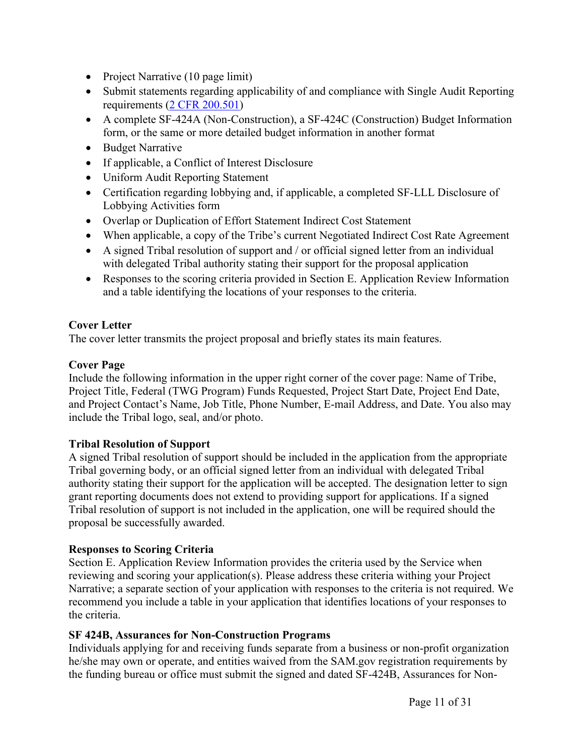- Project Narrative (10 page limit)
- Submit statements regarding applicability of and compliance with Single Audit Reporting requirements (2 CFR 200.501)
- A complete SF-424A (Non-Construction), a SF-424C (Construction) Budget Information form, or the same or more detailed budget information in another format
- Budget Narrative
- If applicable, a Conflict of Interest Disclosure
- Uniform Audit Reporting Statement
- Certification regarding lobbying and, if applicable, a completed SF-LLL Disclosure of Lobbying Activities form
- Overlap or Duplication of Effort Statement Indirect Cost Statement
- When applicable, a copy of the Tribe's current Negotiated Indirect Cost Rate Agreement
- A signed Tribal resolution of support and / or official signed letter from an individual with delegated Tribal authority stating their support for the proposal application
- Responses to the scoring criteria provided in Section E. Application Review Information and a table identifying the locations of your responses to the criteria.

**Cover Letter**
The cover letter transmits the project proposal and briefly states its main features.

**Cover Page**
Include the following information in the upper right corner of the cover page: Name of Tribe, Project Title, Federal (TWG Program) Funds Requested, Project Start Date, Project End Date, and Project Contact's Name, Job Title, Phone Number, E-mail Address, and Date. You also may include the Tribal logo, seal, and/or photo.

**Tribal Resolution of Support**
A signed Tribal resolution of support should be included in the application from the appropriate Tribal governing body, or an official signed letter from an individual with delegated Tribal authority stating their support for the application will be accepted. The designation letter to sign grant reporting documents does not extend to providing support for applications. If a signed Tribal resolution of support is not included in the application, one will be required should the proposal be successfully awarded.

**Responses to Scoring Criteria**
Section E. Application Review Information provides the criteria used by the Service when reviewing and scoring your application(s). Please address these criteria withing your Project Narrative; a separate section of your application with responses to the criteria is not required. We recommend you include a table in your application that identifies locations of your responses to the criteria.

**SF 424B, Assurances for Non-Construction Programs**
Individuals applying for and receiving funds separate from a business or non-profit organization he/she may own or operate, and entities waived from the SAM.gov registration requirements by the funding bureau or office must submit the signed and dated SF-424B, Assurances for Non-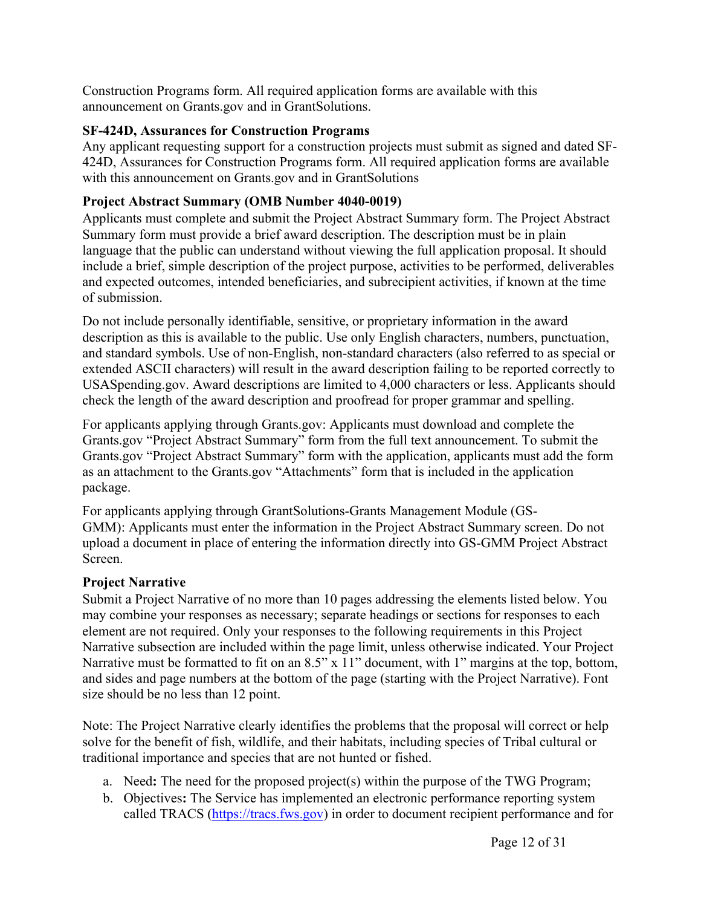Construction Programs form. All required application forms are available with this announcement on Grants.gov and in GrantSolutions.

**SF-424D, Assurances for Construction Programs**

Any applicant requesting support for a construction projects must submit as signed and dated SF-424D, Assurances for Construction Programs form. All required application forms are available with this announcement on Grants.gov and in GrantSolutions

**Project Abstract Summary (OMB Number 4040-0019)**

Applicants must complete and submit the Project Abstract Summary form. The Project Abstract Summary form must provide a brief award description. The description must be in plain language that the public can understand without viewing the full application proposal. It should include a brief, simple description of the project purpose, activities to be performed, deliverables and expected outcomes, intended beneficiaries, and subrecipient activities, if known at the time of submission.

Do not include personally identifiable, sensitive, or proprietary information in the award description as this is available to the public. Use only English characters, numbers, punctuation, and standard symbols. Use of non-English, non-standard characters (also referred to as special or extended ASCII characters) will result in the award description failing to be reported correctly to USASpending.gov. Award descriptions are limited to 4,000 characters or less. Applicants should check the length of the award description and proofread for proper grammar and spelling.

For applicants applying through Grants.gov: Applicants must download and complete the Grants.gov "Project Abstract Summary" form from the full text announcement. To submit the Grants.gov "Project Abstract Summary" form with the application, applicants must add the form as an attachment to the Grants.gov "Attachments" form that is included in the application package.

For applicants applying through GrantSolutions-Grants Management Module (GS-GMM): Applicants must enter the information in the Project Abstract Summary screen. Do not upload a document in place of entering the information directly into GS-GMM Project Abstract Screen.

**Project Narrative**

Submit a Project Narrative of no more than 10 pages addressing the elements listed below. You may combine your responses as necessary; separate headings or sections for responses to each element are not required. Only your responses to the following requirements in this Project Narrative subsection are included within the page limit, unless otherwise indicated. Your Project Narrative must be formatted to fit on an 8.5" x 11" document, with 1" margins at the top, bottom, and sides and page numbers at the bottom of the page (starting with the Project Narrative). Font size should be no less than 12 point.

Note: The Project Narrative clearly identifies the problems that the proposal will correct or help solve for the benefit of fish, wildlife, and their habitats, including species of Tribal cultural or traditional importance and species that are not hunted or fished.

a. Need**:** The need for the proposed project(s) within the purpose of the TWG Program;
b. Objectives**:** The Service has implemented an electronic performance reporting system called TRACS (https://tracs.fws.gov) in order to document recipient performance and for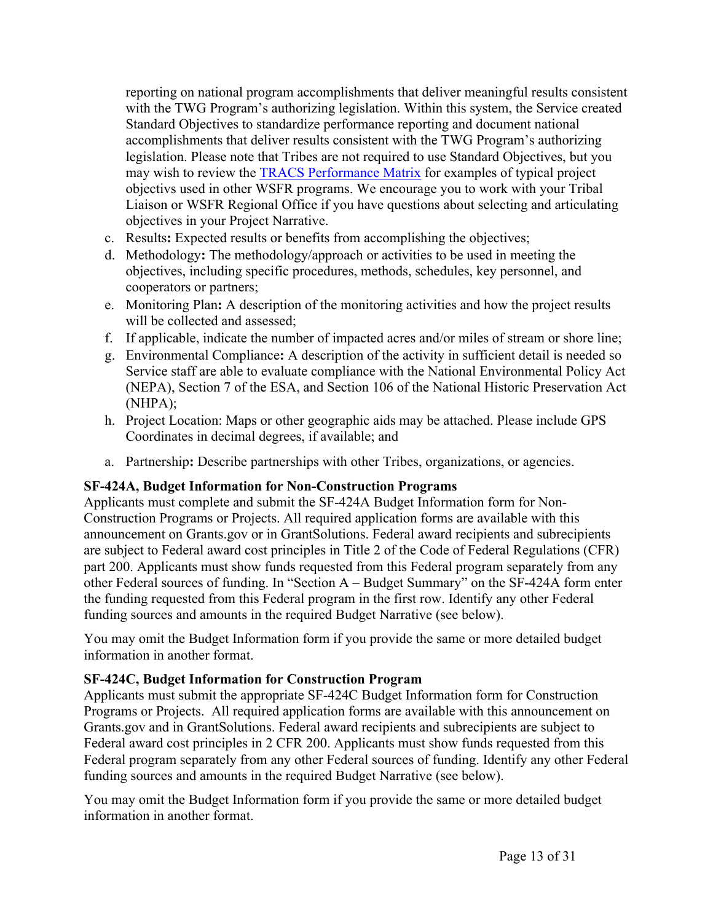reporting on national program accomplishments that deliver meaningful results consistent with the TWG Program's authorizing legislation. Within this system, the Service created Standard Objectives to standardize performance reporting and document national accomplishments that deliver results consistent with the TWG Program's authorizing legislation. Please note that Tribes are not required to use Standard Objectives, but you may wish to review the [TRACS Performance Matrix]() for examples of typical project objectivs used in other WSFR programs. We encourage you to work with your Tribal Liaison or WSFR Regional Office if you have questions about selecting and articulating objectives in your Project Narrative.

c. Results**:** Expected results or benefits from accomplishing the objectives;
d. Methodology**:** The methodology/approach or activities to be used in meeting the objectives, including specific procedures, methods, schedules, key personnel, and cooperators or partners;
e. Monitoring Plan**:** A description of the monitoring activities and how the project results will be collected and assessed;
f. If applicable, indicate the number of impacted acres and/or miles of stream or shore line;
g. Environmental Compliance**:** A description of the activity in sufficient detail is needed so Service staff are able to evaluate compliance with the National Environmental Policy Act (NEPA), Section 7 of the ESA, and Section 106 of the National Historic Preservation Act (NHPA);
h. Project Location: Maps or other geographic aids may be attached. Please include GPS Coordinates in decimal degrees, if available; and

a. Partnership**:** Describe partnerships with other Tribes, organizations, or agencies.

**SF-424A, Budget Information for Non-Construction Programs**

Applicants must complete and submit the SF-424A Budget Information form for Non-Construction Programs or Projects. All required application forms are available with this announcement on Grants.gov or in GrantSolutions. Federal award recipients and subrecipients are subject to Federal award cost principles in Title 2 of the Code of Federal Regulations (CFR) part 200. Applicants must show funds requested from this Federal program separately from any other Federal sources of funding. In "Section A – Budget Summary" on the SF-424A form enter the funding requested from this Federal program in the first row. Identify any other Federal funding sources and amounts in the required Budget Narrative (see below).

You may omit the Budget Information form if you provide the same or more detailed budget information in another format.

**SF-424C, Budget Information for Construction Program**

Applicants must submit the appropriate SF-424C Budget Information form for Construction Programs or Projects. All required application forms are available with this announcement on Grants.gov and in GrantSolutions. Federal award recipients and subrecipients are subject to Federal award cost principles in 2 CFR 200. Applicants must show funds requested from this Federal program separately from any other Federal sources of funding. Identify any other Federal funding sources and amounts in the required Budget Narrative (see below).

You may omit the Budget Information form if you provide the same or more detailed budget information in another format.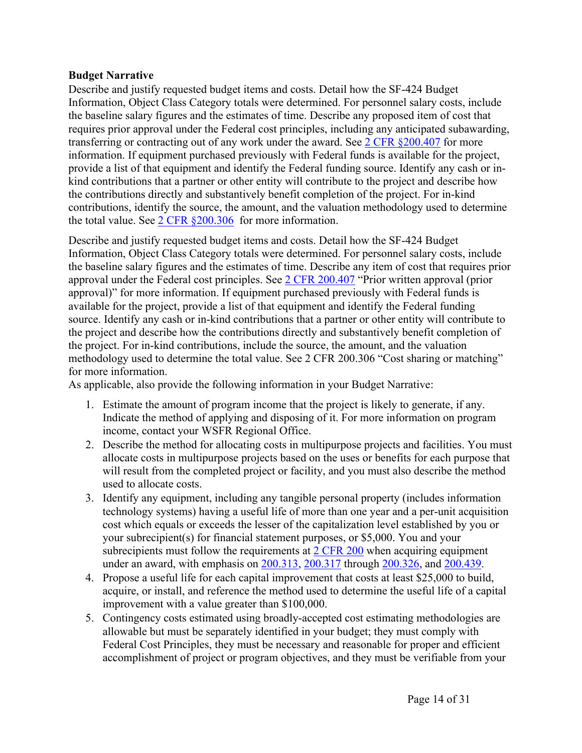**Budget Narrative**

Describe and justify requested budget items and costs. Detail how the SF-424 Budget Information, Object Class Category totals were determined. For personnel salary costs, include the baseline salary figures and the estimates of time. Describe any proposed item of cost that requires prior approval under the Federal cost principles, including any anticipated subawarding, transferring or contracting out of any work under the award. See 2 CFR §200.407 for more information. If equipment purchased previously with Federal funds is available for the project, provide a list of that equipment and identify the Federal funding source. Identify any cash or in-kind contributions that a partner or other entity will contribute to the project and describe how the contributions directly and substantively benefit completion of the project. For in-kind contributions, identify the source, the amount, and the valuation methodology used to determine the total value. See 2 CFR §200.306 for more information.

Describe and justify requested budget items and costs. Detail how the SF-424 Budget Information, Object Class Category totals were determined. For personnel salary costs, include the baseline salary figures and the estimates of time. Describe any item of cost that requires prior approval under the Federal cost principles. See 2 CFR 200.407 "Prior written approval (prior approval)" for more information. If equipment purchased previously with Federal funds is available for the project, provide a list of that equipment and identify the Federal funding source. Identify any cash or in-kind contributions that a partner or other entity will contribute to the project and describe how the contributions directly and substantively benefit completion of the project. For in-kind contributions, include the source, the amount, and the valuation methodology used to determine the total value. See 2 CFR 200.306 "Cost sharing or matching" for more information.

As applicable, also provide the following information in your Budget Narrative:

1. Estimate the amount of program income that the project is likely to generate, if any. Indicate the method of applying and disposing of it. For more information on program income, contact your WSFR Regional Office.
2. Describe the method for allocating costs in multipurpose projects and facilities. You must allocate costs in multipurpose projects based on the uses or benefits for each purpose that will result from the completed project or facility, and you must also describe the method used to allocate costs.
3. Identify any equipment, including any tangible personal property (includes information technology systems) having a useful life of more than one year and a per-unit acquisition cost which equals or exceeds the lesser of the capitalization level established by you or your subrecipient(s) for financial statement purposes, or $5,000. You and your subrecipients must follow the requirements at 2 CFR 200 when acquiring equipment under an award, with emphasis on 200.313, 200.317 through 200.326, and 200.439.
4. Propose a useful life for each capital improvement that costs at least $25,000 to build, acquire, or install, and reference the method used to determine the useful life of a capital improvement with a value greater than $100,000.
5. Contingency costs estimated using broadly-accepted cost estimating methodologies are allowable but must be separately identified in your budget; they must comply with Federal Cost Principles, they must be necessary and reasonable for proper and efficient accomplishment of project or program objectives, and they must be verifiable from your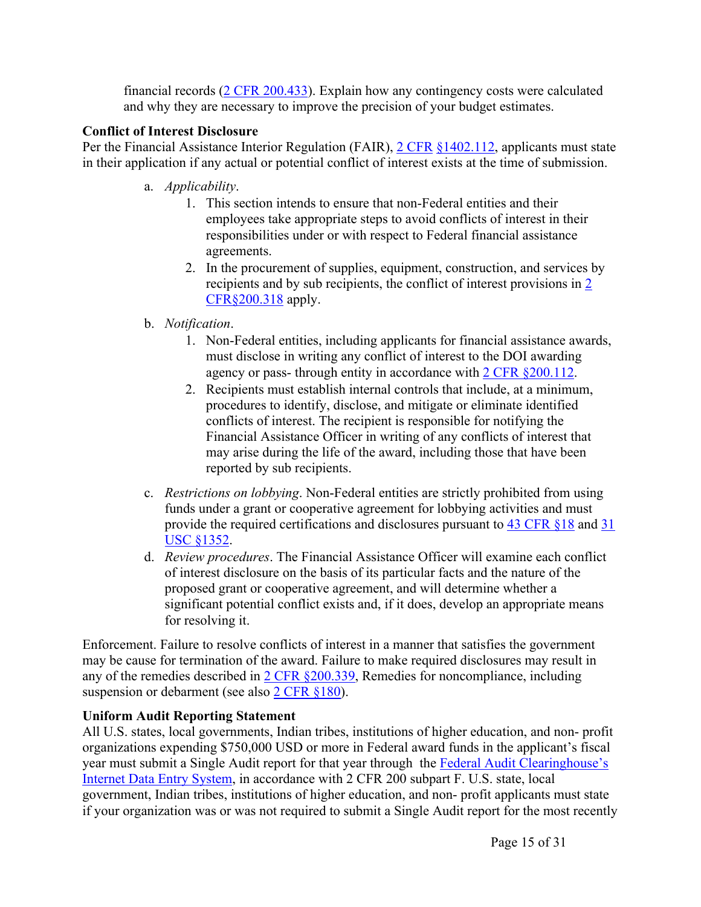financial records (2 CFR 200.433). Explain how any contingency costs were calculated and why they are necessary to improve the precision of your budget estimates.

**Conflict of Interest Disclosure**

Per the Financial Assistance Interior Regulation (FAIR), 2 CFR §1402.112, applicants must state in their application if any actual or potential conflict of interest exists at the time of submission.

a. *Applicability*.
   1. This section intends to ensure that non-Federal entities and their employees take appropriate steps to avoid conflicts of interest in their responsibilities under or with respect to Federal financial assistance agreements.
   2. In the procurement of supplies, equipment, construction, and services by recipients and by sub recipients, the conflict of interest provisions in 2 CFR§200.318 apply.

b. *Notification*.
   1. Non-Federal entities, including applicants for financial assistance awards, must disclose in writing any conflict of interest to the DOI awarding agency or pass- through entity in accordance with 2 CFR §200.112.
   2. Recipients must establish internal controls that include, at a minimum, procedures to identify, disclose, and mitigate or eliminate identified conflicts of interest. The recipient is responsible for notifying the Financial Assistance Officer in writing of any conflicts of interest that may arise during the life of the award, including those that have been reported by sub recipients.

c. *Restrictions on lobbying*. Non-Federal entities are strictly prohibited from using funds under a grant or cooperative agreement for lobbying activities and must provide the required certifications and disclosures pursuant to 43 CFR §18 and 31 USC §1352.

d. *Review procedures*. The Financial Assistance Officer will examine each conflict of interest disclosure on the basis of its particular facts and the nature of the proposed grant or cooperative agreement, and will determine whether a significant potential conflict exists and, if it does, develop an appropriate means for resolving it.

Enforcement. Failure to resolve conflicts of interest in a manner that satisfies the government may be cause for termination of the award. Failure to make required disclosures may result in any of the remedies described in 2 CFR §200.339, Remedies for noncompliance, including suspension or debarment (see also 2 CFR §180).

**Uniform Audit Reporting Statement**

All U.S. states, local governments, Indian tribes, institutions of higher education, and non- profit organizations expending $750,000 USD or more in Federal award funds in the applicant's fiscal year must submit a Single Audit report for that year through the Federal Audit Clearinghouse's Internet Data Entry System, in accordance with 2 CFR 200 subpart F. U.S. state, local government, Indian tribes, institutions of higher education, and non- profit applicants must state if your organization was or was not required to submit a Single Audit report for the most recently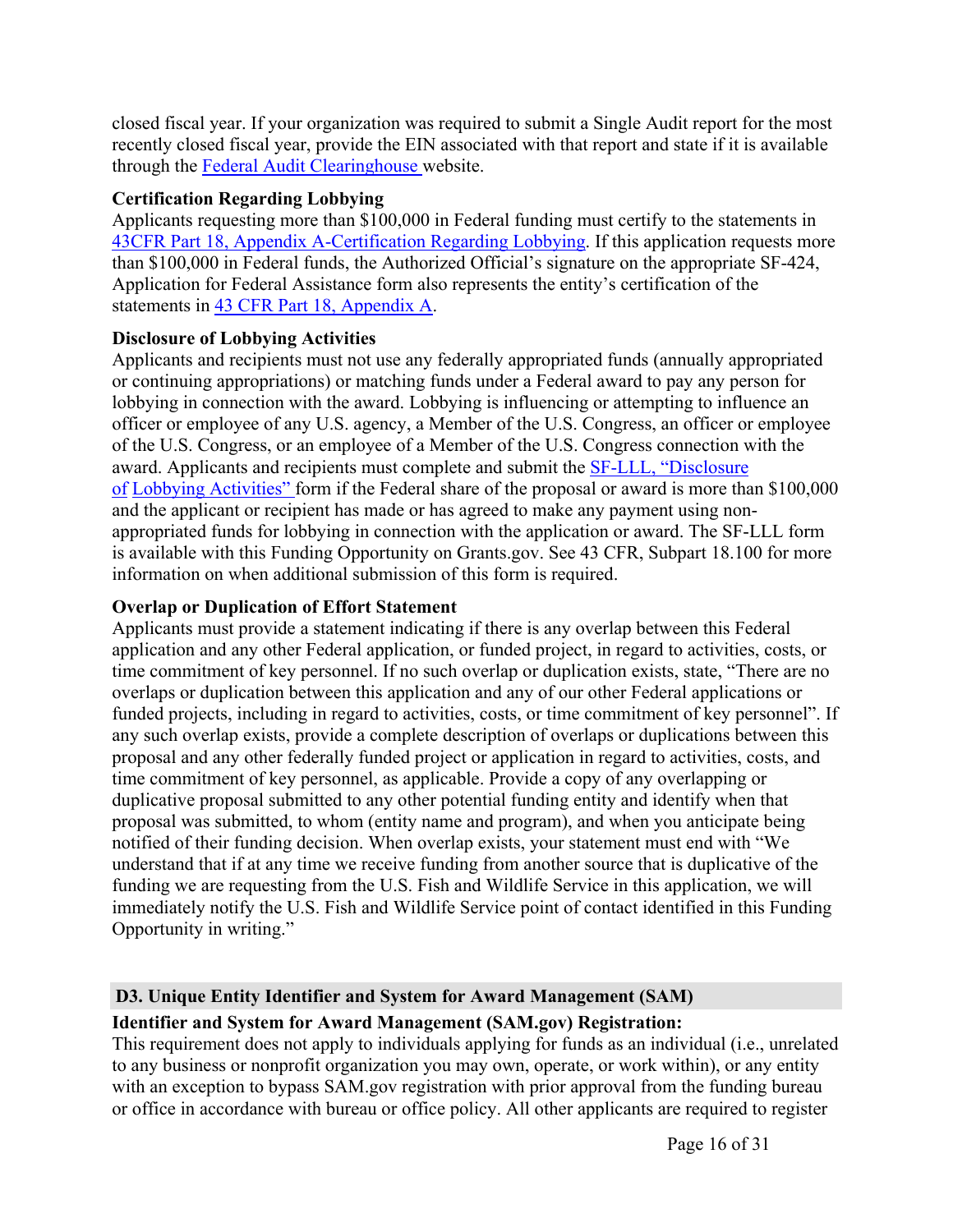closed fiscal year. If your organization was required to submit a Single Audit report for the most recently closed fiscal year, provide the EIN associated with that report and state if it is available through the [Federal Audit Clearinghouse](https://www.fac.gov/) website.

**Certification Regarding Lobbying**

Applicants requesting more than $100,000 in Federal funding must certify to the statements in [43CFR Part 18, Appendix A-Certification Regarding Lobbying](https://www.ecfr.gov/current/title-43/subtitle-A/part-18/appendix-Appendix%20A%20to%20Part%2018). If this application requests more than $100,000 in Federal funds, the Authorized Official's signature on the appropriate SF-424, Application for Federal Assistance form also represents the entity's certification of the statements in [43 CFR Part 18, Appendix A](https://www.ecfr.gov/current/title-43/subtitle-A/part-18/appendix-Appendix%20A%20to%20Part%2018).

**Disclosure of Lobbying Activities**

Applicants and recipients must not use any federally appropriated funds (annually appropriated or continuing appropriations) or matching funds under a Federal award to pay any person for lobbying in connection with the award. Lobbying is influencing or attempting to influence an officer or employee of any U.S. agency, a Member of the U.S. Congress, an officer or employee of the U.S. Congress, or an employee of a Member of the U.S. Congress connection with the award. Applicants and recipients must complete and submit the [SF-LLL, "Disclosure of Lobbying Activities"](https://www.grants.gov/forms) form if the Federal share of the proposal or award is more than $100,000 and the applicant or recipient has made or has agreed to make any payment using non-appropriated funds for lobbying in connection with the application or award. The SF-LLL form is available with this Funding Opportunity on Grants.gov. See 43 CFR, Subpart 18.100 for more information on when additional submission of this form is required.

**Overlap or Duplication of Effort Statement**

Applicants must provide a statement indicating if there is any overlap between this Federal application and any other Federal application, or funded project, in regard to activities, costs, or time commitment of key personnel. If no such overlap or duplication exists, state, "There are no overlaps or duplication between this application and any of our other Federal applications or funded projects, including in regard to activities, costs, or time commitment of key personnel". If any such overlap exists, provide a complete description of overlaps or duplications between this proposal and any other federally funded project or application in regard to activities, costs, and time commitment of key personnel, as applicable. Provide a copy of any overlapping or duplicative proposal submitted to any other potential funding entity and identify when that proposal was submitted, to whom (entity name and program), and when you anticipate being notified of their funding decision. When overlap exists, your statement must end with "We understand that if at any time we receive funding from another source that is duplicative of the funding we are requesting from the U.S. Fish and Wildlife Service in this application, we will immediately notify the U.S. Fish and Wildlife Service point of contact identified in this Funding Opportunity in writing."

## D3. Unique Entity Identifier and System for Award Management (SAM)

**Identifier and System for Award Management (SAM.gov) Registration:**

This requirement does not apply to individuals applying for funds as an individual (i.e., unrelated to any business or nonprofit organization you may own, operate, or work within), or any entity with an exception to bypass SAM.gov registration with prior approval from the funding bureau or office in accordance with bureau or office policy. All other applicants are required to register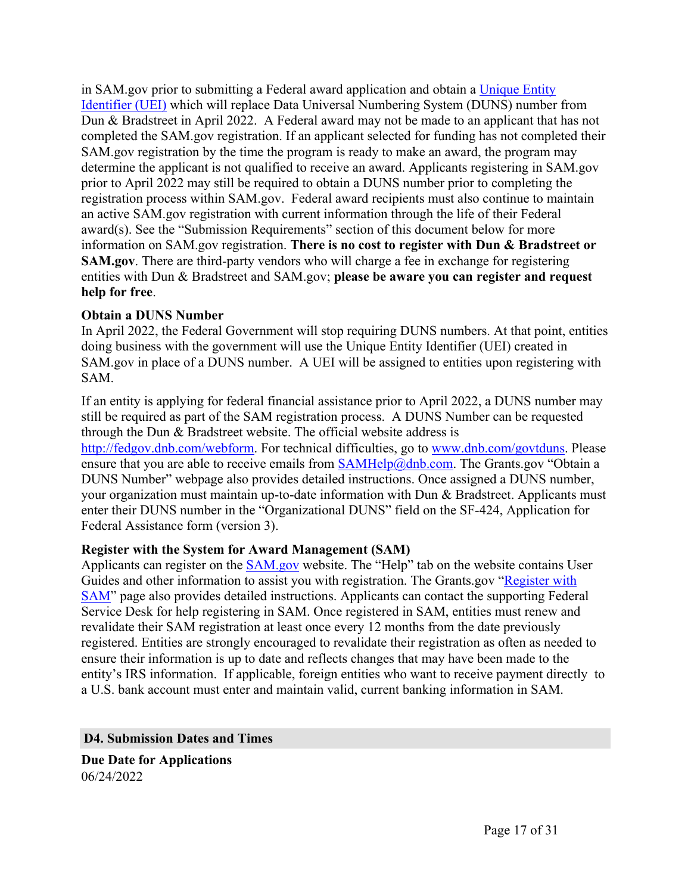in SAM.gov prior to submitting a Federal award application and obtain a [Unique Entity Identifier (UEI)]() which will replace Data Universal Numbering System (DUNS) number from Dun & Bradstreet in April 2022. A Federal award may not be made to an applicant that has not completed the SAM.gov registration. If an applicant selected for funding has not completed their SAM.gov registration by the time the program is ready to make an award, the program may determine the applicant is not qualified to receive an award. Applicants registering in SAM.gov prior to April 2022 may still be required to obtain a DUNS number prior to completing the registration process within SAM.gov. Federal award recipients must also continue to maintain an active SAM.gov registration with current information through the life of their Federal award(s). See the "Submission Requirements" section of this document below for more information on SAM.gov registration. **There is no cost to register with Dun & Bradstreet or SAM.gov**. There are third-party vendors who will charge a fee in exchange for registering entities with Dun & Bradstreet and SAM.gov; **please be aware you can register and request help for free**.

**Obtain a DUNS Number**

In April 2022, the Federal Government will stop requiring DUNS numbers. At that point, entities doing business with the government will use the Unique Entity Identifier (UEI) created in SAM.gov in place of a DUNS number. A UEI will be assigned to entities upon registering with SAM.

If an entity is applying for federal financial assistance prior to April 2022, a DUNS number may still be required as part of the SAM registration process. A DUNS Number can be requested through the Dun & Bradstreet website. The official website address is http://fedgov.dnb.com/webform. For technical difficulties, go to www.dnb.com/govtduns. Please ensure that you are able to receive emails from SAMHelp@dnb.com. The Grants.gov "Obtain a DUNS Number" webpage also provides detailed instructions. Once assigned a DUNS number, your organization must maintain up-to-date information with Dun & Bradstreet. Applicants must enter their DUNS number in the "Organizational DUNS" field on the SF-424, Application for Federal Assistance form (version 3).

**Register with the System for Award Management (SAM)**

Applicants can register on the [SAM.gov]() website. The "Help" tab on the website contains User Guides and other information to assist you with registration. The Grants.gov "[Register with SAM]()" page also provides detailed instructions. Applicants can contact the supporting Federal Service Desk for help registering in SAM. Once registered in SAM, entities must renew and revalidate their SAM registration at least once every 12 months from the date previously registered. Entities are strongly encouraged to revalidate their registration as often as needed to ensure their information is up to date and reflects changes that may have been made to the entity's IRS information. If applicable, foreign entities who want to receive payment directly to a U.S. bank account must enter and maintain valid, current banking information in SAM.

## D4. Submission Dates and Times

**Due Date for Applications**

06/24/2022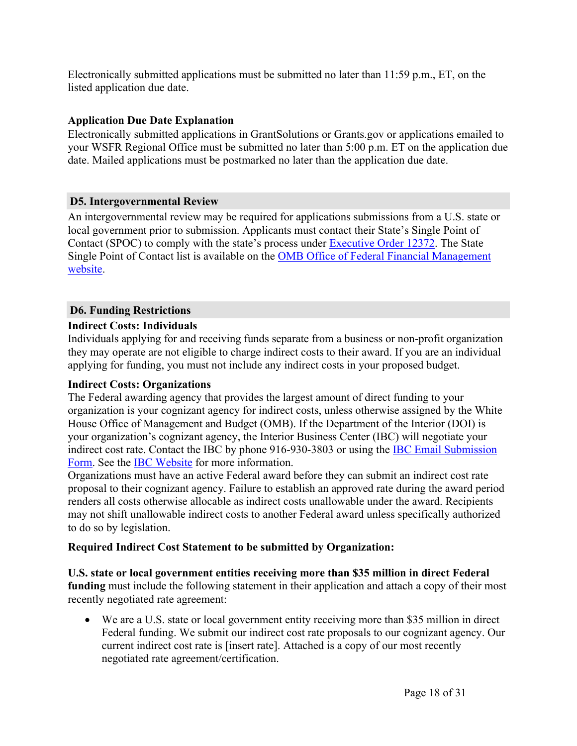Electronically submitted applications must be submitted no later than 11:59 p.m., ET, on the listed application due date.

**Application Due Date Explanation**

Electronically submitted applications in GrantSolutions or Grants.gov or applications emailed to your WSFR Regional Office must be submitted no later than 5:00 p.m. ET on the application due date. Mailed applications must be postmarked no later than the application due date.

## D5. Intergovernmental Review

An intergovernmental review may be required for applications submissions from a U.S. state or local government prior to submission. Applicants must contact their State's Single Point of Contact (SPOC) to comply with the state's process under Executive Order 12372. The State Single Point of Contact list is available on the OMB Office of Federal Financial Management website.

## D6. Funding Restrictions

**Indirect Costs: Individuals**

Individuals applying for and receiving funds separate from a business or non-profit organization they may operate are not eligible to charge indirect costs to their award. If you are an individual applying for funding, you must not include any indirect costs in your proposed budget.

**Indirect Costs: Organizations**

The Federal awarding agency that provides the largest amount of direct funding to your organization is your cognizant agency for indirect costs, unless otherwise assigned by the White House Office of Management and Budget (OMB). If the Department of the Interior (DOI) is your organization's cognizant agency, the Interior Business Center (IBC) will negotiate your indirect cost rate. Contact the IBC by phone 916-930-3803 or using the IBC Email Submission Form. See the IBC Website for more information.

Organizations must have an active Federal award before they can submit an indirect cost rate proposal to their cognizant agency. Failure to establish an approved rate during the award period renders all costs otherwise allocable as indirect costs unallowable under the award. Recipients may not shift unallowable indirect costs to another Federal award unless specifically authorized to do so by legislation.

**Required Indirect Cost Statement to be submitted by Organization:**

**U.S. state or local government entities receiving more than $35 million in direct Federal funding** must include the following statement in their application and attach a copy of their most recently negotiated rate agreement:

- We are a U.S. state or local government entity receiving more than $35 million in direct Federal funding. We submit our indirect cost rate proposals to our cognizant agency. Our current indirect cost rate is [insert rate]. Attached is a copy of our most recently negotiated rate agreement/certification.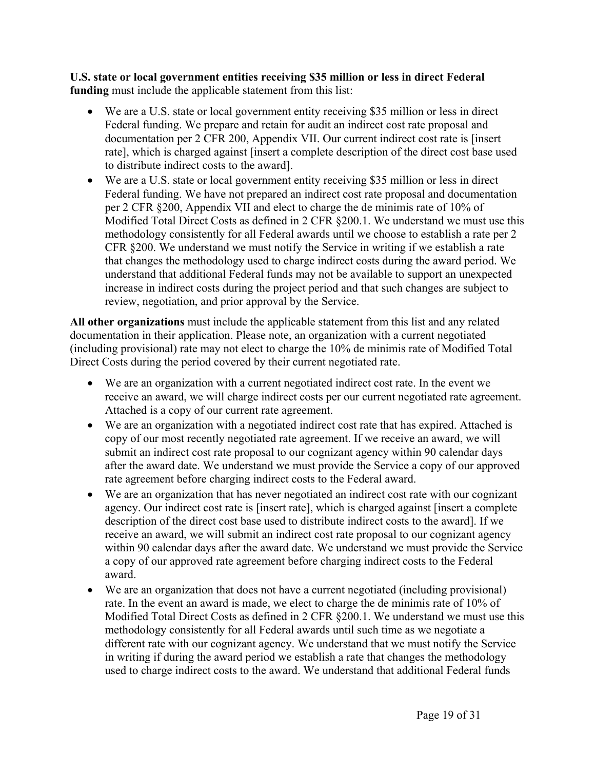**U.S. state or local government entities receiving $35 million or less in direct Federal funding** must include the applicable statement from this list:

- We are a U.S. state or local government entity receiving $35 million or less in direct Federal funding. We prepare and retain for audit an indirect cost rate proposal and documentation per 2 CFR 200, Appendix VII. Our current indirect cost rate is [insert rate], which is charged against [insert a complete description of the direct cost base used to distribute indirect costs to the award].
- We are a U.S. state or local government entity receiving $35 million or less in direct Federal funding. We have not prepared an indirect cost rate proposal and documentation per 2 CFR §200, Appendix VII and elect to charge the de minimis rate of 10% of Modified Total Direct Costs as defined in 2 CFR §200.1. We understand we must use this methodology consistently for all Federal awards until we choose to establish a rate per 2 CFR §200. We understand we must notify the Service in writing if we establish a rate that changes the methodology used to charge indirect costs during the award period. We understand that additional Federal funds may not be available to support an unexpected increase in indirect costs during the project period and that such changes are subject to review, negotiation, and prior approval by the Service.

**All other organizations** must include the applicable statement from this list and any related documentation in their application. Please note, an organization with a current negotiated (including provisional) rate may not elect to charge the 10% de minimis rate of Modified Total Direct Costs during the period covered by their current negotiated rate.

- We are an organization with a current negotiated indirect cost rate. In the event we receive an award, we will charge indirect costs per our current negotiated rate agreement. Attached is a copy of our current rate agreement.
- We are an organization with a negotiated indirect cost rate that has expired. Attached is copy of our most recently negotiated rate agreement. If we receive an award, we will submit an indirect cost rate proposal to our cognizant agency within 90 calendar days after the award date. We understand we must provide the Service a copy of our approved rate agreement before charging indirect costs to the Federal award.
- We are an organization that has never negotiated an indirect cost rate with our cognizant agency. Our indirect cost rate is [insert rate], which is charged against [insert a complete description of the direct cost base used to distribute indirect costs to the award]. If we receive an award, we will submit an indirect cost rate proposal to our cognizant agency within 90 calendar days after the award date. We understand we must provide the Service a copy of our approved rate agreement before charging indirect costs to the Federal award.
- We are an organization that does not have a current negotiated (including provisional) rate. In the event an award is made, we elect to charge the de minimis rate of 10% of Modified Total Direct Costs as defined in 2 CFR §200.1. We understand we must use this methodology consistently for all Federal awards until such time as we negotiate a different rate with our cognizant agency. We understand that we must notify the Service in writing if during the award period we establish a rate that changes the methodology used to charge indirect costs to the award. We understand that additional Federal funds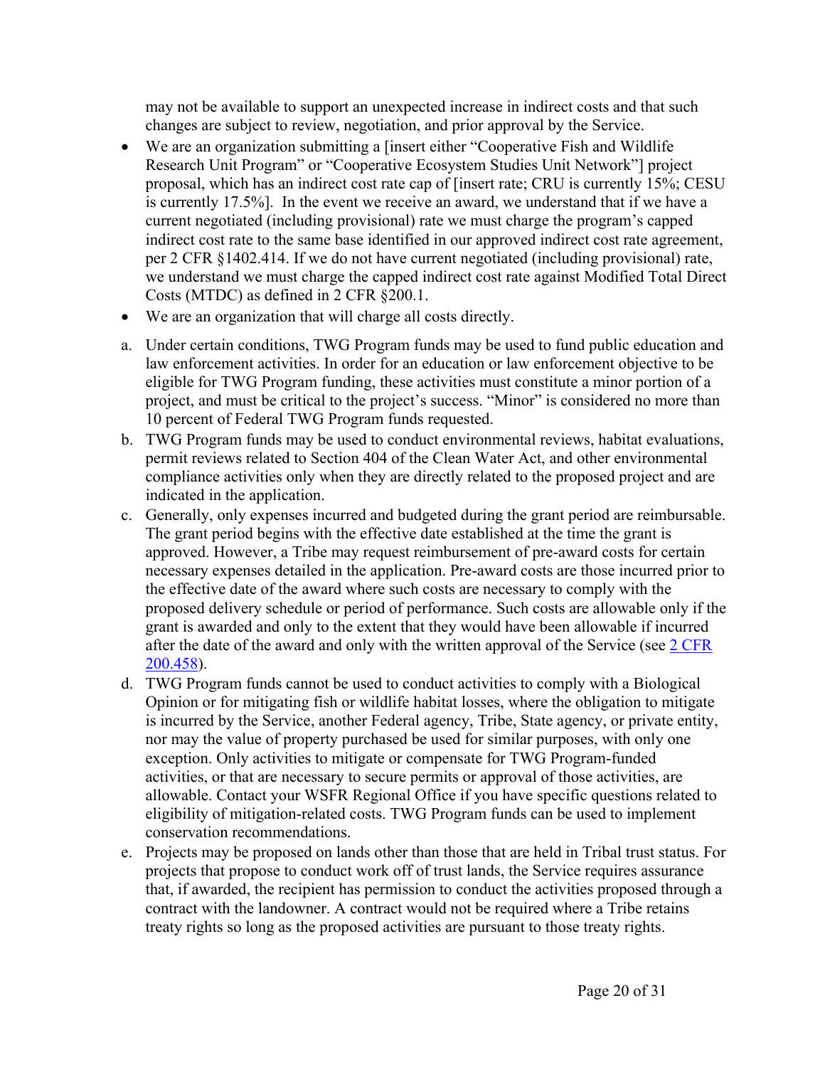may not be available to support an unexpected increase in indirect costs and that such changes are subject to review, negotiation, and prior approval by the Service.

- We are an organization submitting a [insert either "Cooperative Fish and Wildlife Research Unit Program" or "Cooperative Ecosystem Studies Unit Network"] project proposal, which has an indirect cost rate cap of [insert rate; CRU is currently 15%; CESU is currently 17.5%]. In the event we receive an award, we understand that if we have a current negotiated (including provisional) rate we must charge the program's capped indirect cost rate to the same base identified in our approved indirect cost rate agreement, per 2 CFR §1402.414. If we do not have current negotiated (including provisional) rate, we understand we must charge the capped indirect cost rate against Modified Total Direct Costs (MTDC) as defined in 2 CFR §200.1.
- We are an organization that will charge all costs directly.

a. Under certain conditions, TWG Program funds may be used to fund public education and law enforcement activities. In order for an education or law enforcement objective to be eligible for TWG Program funding, these activities must constitute a minor portion of a project, and must be critical to the project's success. "Minor" is considered no more than 10 percent of Federal TWG Program funds requested.

b. TWG Program funds may be used to conduct environmental reviews, habitat evaluations, permit reviews related to Section 404 of the Clean Water Act, and other environmental compliance activities only when they are directly related to the proposed project and are indicated in the application.

c. Generally, only expenses incurred and budgeted during the grant period are reimbursable. The grant period begins with the effective date established at the time the grant is approved. However, a Tribe may request reimbursement of pre-award costs for certain necessary expenses detailed in the application. Pre-award costs are those incurred prior to the effective date of the award where such costs are necessary to comply with the proposed delivery schedule or period of performance. Such costs are allowable only if the grant is awarded and only to the extent that they would have been allowable if incurred after the date of the award and only with the written approval of the Service (see 2 CFR 200.458).

d. TWG Program funds cannot be used to conduct activities to comply with a Biological Opinion or for mitigating fish or wildlife habitat losses, where the obligation to mitigate is incurred by the Service, another Federal agency, Tribe, State agency, or private entity, nor may the value of property purchased be used for similar purposes, with only one exception. Only activities to mitigate or compensate for TWG Program-funded activities, or that are necessary to secure permits or approval of those activities, are allowable. Contact your WSFR Regional Office if you have specific questions related to eligibility of mitigation-related costs. TWG Program funds can be used to implement conservation recommendations.

e. Projects may be proposed on lands other than those that are held in Tribal trust status. For projects that propose to conduct work off of trust lands, the Service requires assurance that, if awarded, the recipient has permission to conduct the activities proposed through a contract with the landowner. A contract would not be required where a Tribe retains treaty rights so long as the proposed activities are pursuant to those treaty rights.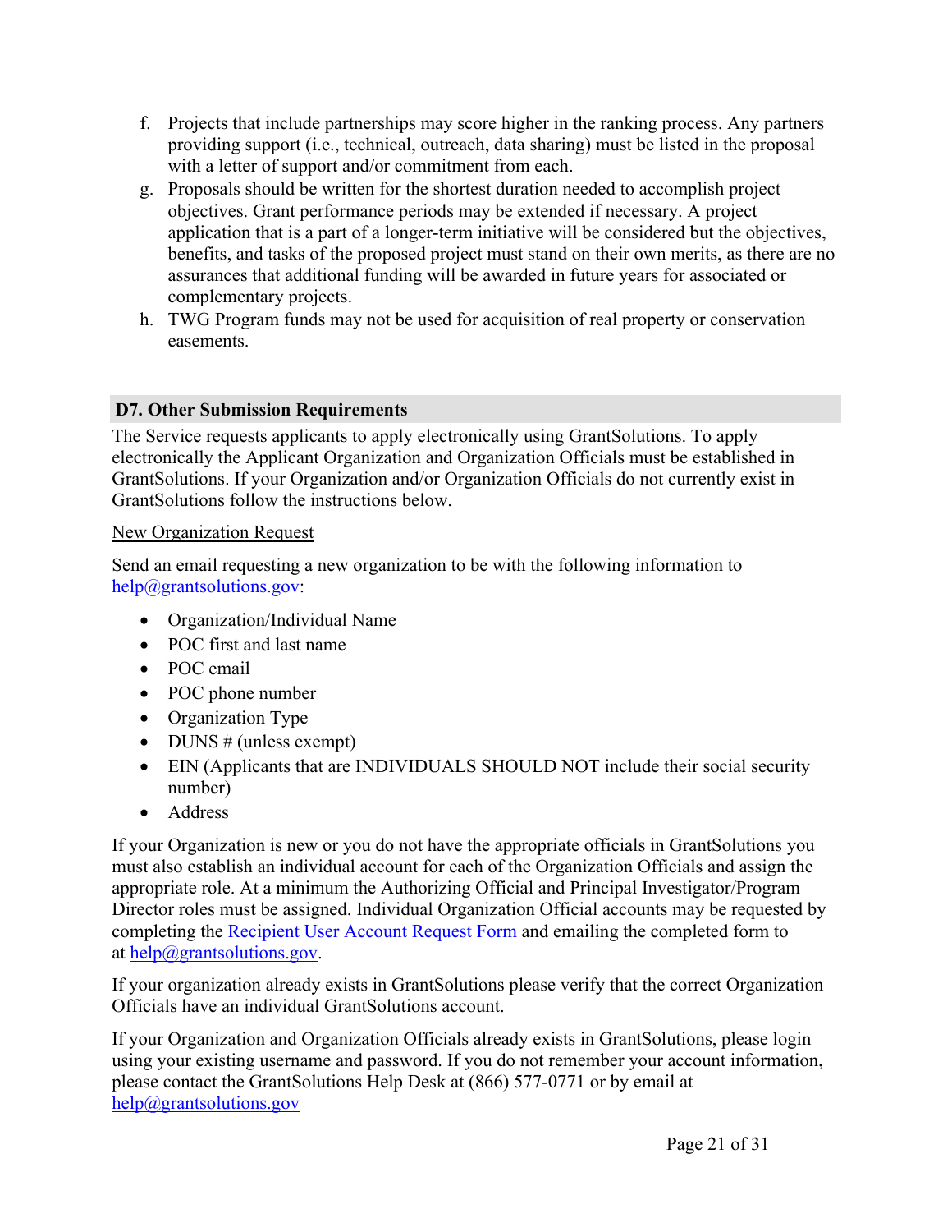f. Projects that include partnerships may score higher in the ranking process. Any partners providing support (i.e., technical, outreach, data sharing) must be listed in the proposal with a letter of support and/or commitment from each.

g. Proposals should be written for the shortest duration needed to accomplish project objectives. Grant performance periods may be extended if necessary. A project application that is a part of a longer-term initiative will be considered but the objectives, benefits, and tasks of the proposed project must stand on their own merits, as there are no assurances that additional funding will be awarded in future years for associated or complementary projects.

h. TWG Program funds may not be used for acquisition of real property or conservation easements.

## D7. Other Submission Requirements

The Service requests applicants to apply electronically using GrantSolutions. To apply electronically the Applicant Organization and Organization Officials must be established in GrantSolutions. If your Organization and/or Organization Officials do not currently exist in GrantSolutions follow the instructions below.

New Organization Request

Send an email requesting a new organization to be with the following information to help@grantsolutions.gov:

- Organization/Individual Name
- POC first and last name
- POC email
- POC phone number
- Organization Type
- DUNS # (unless exempt)
- EIN (Applicants that are INDIVIDUALS SHOULD NOT include their social security number)
- Address

If your Organization is new or you do not have the appropriate officials in GrantSolutions you must also establish an individual account for each of the Organization Officials and assign the appropriate role. At a minimum the Authorizing Official and Principal Investigator/Program Director roles must be assigned. Individual Organization Official accounts may be requested by completing the Recipient User Account Request Form and emailing the completed form to at help@grantsolutions.gov.

If your organization already exists in GrantSolutions please verify that the correct Organization Officials have an individual GrantSolutions account.

If your Organization and Organization Officials already exists in GrantSolutions, please login using your existing username and password. If you do not remember your account information, please contact the GrantSolutions Help Desk at (866) 577-0771 or by email at help@grantsolutions.gov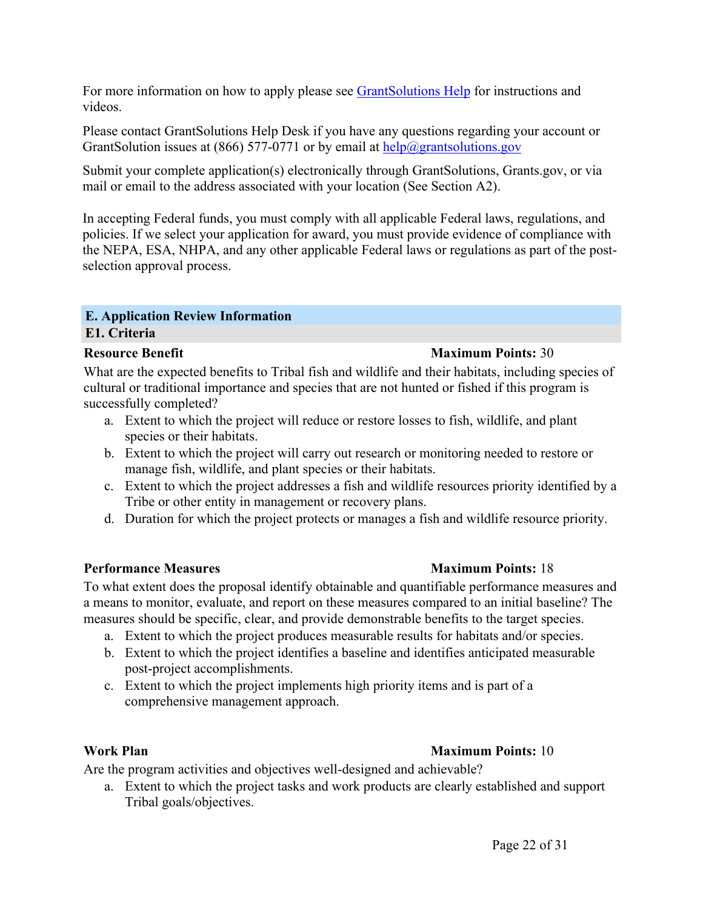For more information on how to apply please see [GrantSolutions Help](GrantSolutions Help) for instructions and videos.

Please contact GrantSolutions Help Desk if you have any questions regarding your account or GrantSolution issues at (866) 577-0771 or by email at help@grantsolutions.gov

Submit your complete application(s) electronically through GrantSolutions, Grants.gov, or via mail or email to the address associated with your location (See Section A2).

In accepting Federal funds, you must comply with all applicable Federal laws, regulations, and policies. If we select your application for award, you must provide evidence of compliance with the NEPA, ESA, NHPA, and any other applicable Federal laws or regulations as part of the post-selection approval process.

## E. Application Review Information

### E1. Criteria

**Resource Benefit** **Maximum Points:** 30

What are the expected benefits to Tribal fish and wildlife and their habitats, including species of cultural or traditional importance and species that are not hunted or fished if this program is successfully completed?

a. Extent to which the project will reduce or restore losses to fish, wildlife, and plant species or their habitats.
b. Extent to which the project will carry out research or monitoring needed to restore or manage fish, wildlife, and plant species or their habitats.
c. Extent to which the project addresses a fish and wildlife resources priority identified by a Tribe or other entity in management or recovery plans.
d. Duration for which the project protects or manages a fish and wildlife resource priority.

**Performance Measures** **Maximum Points:** 18

To what extent does the proposal identify obtainable and quantifiable performance measures and a means to monitor, evaluate, and report on these measures compared to an initial baseline? The measures should be specific, clear, and provide demonstrable benefits to the target species.

a. Extent to which the project produces measurable results for habitats and/or species.
b. Extent to which the project identifies a baseline and identifies anticipated measurable post-project accomplishments.
c. Extent to which the project implements high priority items and is part of a comprehensive management approach.

**Work Plan** **Maximum Points:** 10

Are the program activities and objectives well-designed and achievable?

a. Extent to which the project tasks and work products are clearly established and support Tribal goals/objectives.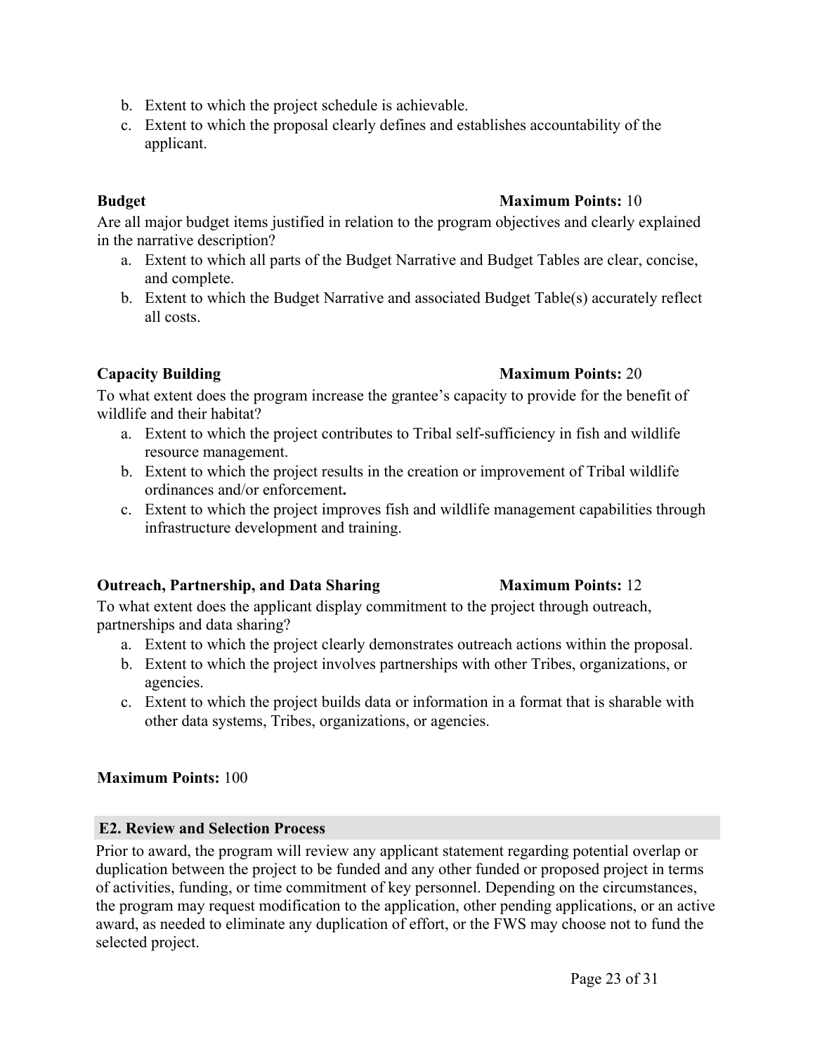b. Extent to which the project schedule is achievable.
c. Extent to which the proposal clearly defines and establishes accountability of the applicant.

**Budget** **Maximum Points:** 10

Are all major budget items justified in relation to the program objectives and clearly explained in the narrative description?

a. Extent to which all parts of the Budget Narrative and Budget Tables are clear, concise, and complete.
b. Extent to which the Budget Narrative and associated Budget Table(s) accurately reflect all costs.

**Capacity Building** **Maximum Points:** 20

To what extent does the program increase the grantee's capacity to provide for the benefit of wildlife and their habitat?

a. Extent to which the project contributes to Tribal self-sufficiency in fish and wildlife resource management.
b. Extent to which the project results in the creation or improvement of Tribal wildlife ordinances and/or enforcement**.**
c. Extent to which the project improves fish and wildlife management capabilities through infrastructure development and training.

**Outreach, Partnership, and Data Sharing** **Maximum Points:** 12

To what extent does the applicant display commitment to the project through outreach, partnerships and data sharing?

a. Extent to which the project clearly demonstrates outreach actions within the proposal.
b. Extent to which the project involves partnerships with other Tribes, organizations, or agencies.
c. Extent to which the project builds data or information in a format that is sharable with other data systems, Tribes, organizations, or agencies.

**Maximum Points:** 100

### E2. Review and Selection Process

Prior to award, the program will review any applicant statement regarding potential overlap or duplication between the project to be funded and any other funded or proposed project in terms of activities, funding, or time commitment of key personnel. Depending on the circumstances, the program may request modification to the application, other pending applications, or an active award, as needed to eliminate any duplication of effort, or the FWS may choose not to fund the selected project.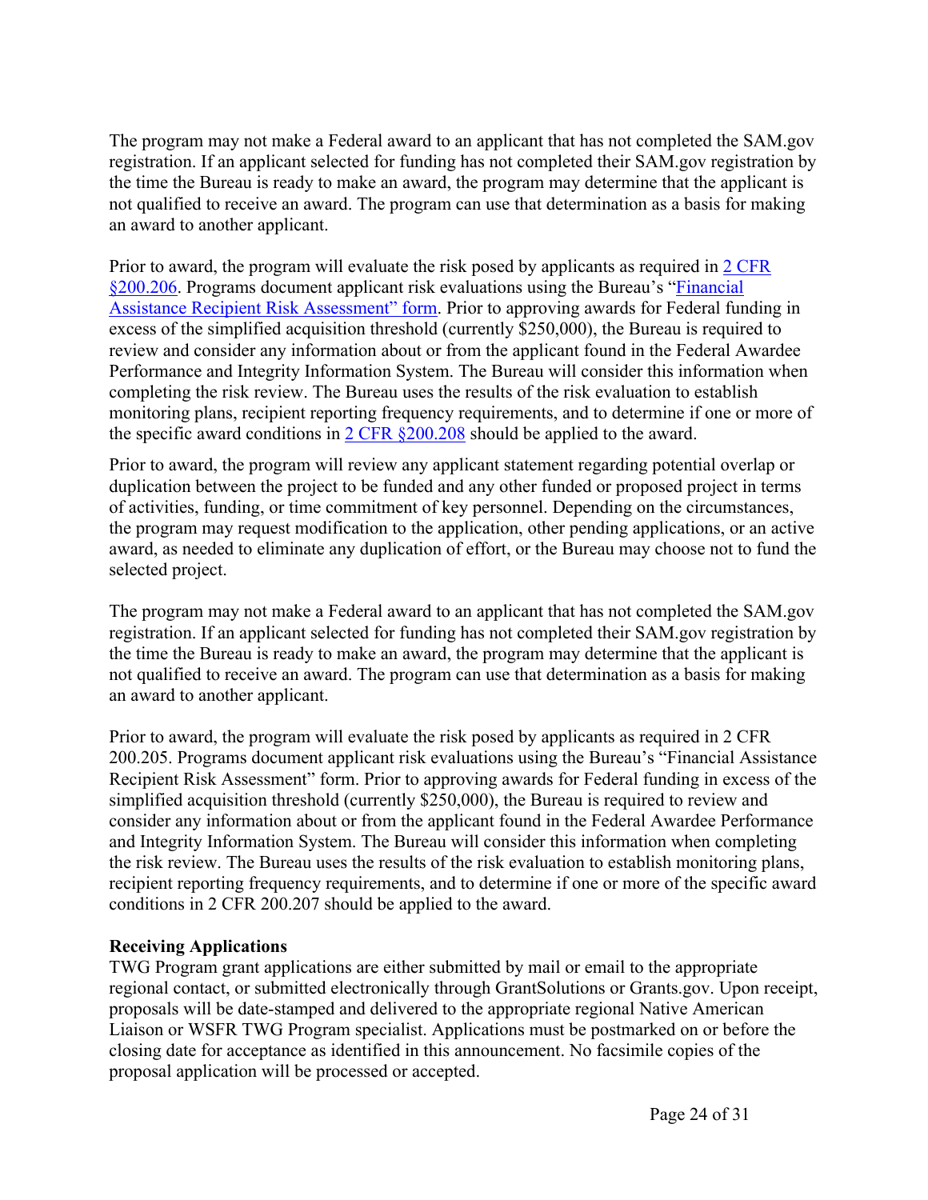The program may not make a Federal award to an applicant that has not completed the SAM.gov registration. If an applicant selected for funding has not completed their SAM.gov registration by the time the Bureau is ready to make an award, the program may determine that the applicant is not qualified to receive an award. The program can use that determination as a basis for making an award to another applicant.

Prior to award, the program will evaluate the risk posed by applicants as required in 2 CFR §200.206. Programs document applicant risk evaluations using the Bureau's "Financial Assistance Recipient Risk Assessment" form. Prior to approving awards for Federal funding in excess of the simplified acquisition threshold (currently $250,000), the Bureau is required to review and consider any information about or from the applicant found in the Federal Awardee Performance and Integrity Information System. The Bureau will consider this information when completing the risk review. The Bureau uses the results of the risk evaluation to establish monitoring plans, recipient reporting frequency requirements, and to determine if one or more of the specific award conditions in 2 CFR §200.208 should be applied to the award.

Prior to award, the program will review any applicant statement regarding potential overlap or duplication between the project to be funded and any other funded or proposed project in terms of activities, funding, or time commitment of key personnel. Depending on the circumstances, the program may request modification to the application, other pending applications, or an active award, as needed to eliminate any duplication of effort, or the Bureau may choose not to fund the selected project.

The program may not make a Federal award to an applicant that has not completed the SAM.gov registration. If an applicant selected for funding has not completed their SAM.gov registration by the time the Bureau is ready to make an award, the program may determine that the applicant is not qualified to receive an award. The program can use that determination as a basis for making an award to another applicant.

Prior to award, the program will evaluate the risk posed by applicants as required in 2 CFR 200.205. Programs document applicant risk evaluations using the Bureau's "Financial Assistance Recipient Risk Assessment" form. Prior to approving awards for Federal funding in excess of the simplified acquisition threshold (currently $250,000), the Bureau is required to review and consider any information about or from the applicant found in the Federal Awardee Performance and Integrity Information System. The Bureau will consider this information when completing the risk review. The Bureau uses the results of the risk evaluation to establish monitoring plans, recipient reporting frequency requirements, and to determine if one or more of the specific award conditions in 2 CFR 200.207 should be applied to the award.

**Receiving Applications**

TWG Program grant applications are either submitted by mail or email to the appropriate regional contact, or submitted electronically through GrantSolutions or Grants.gov. Upon receipt, proposals will be date-stamped and delivered to the appropriate regional Native American Liaison or WSFR TWG Program specialist. Applications must be postmarked on or before the closing date for acceptance as identified in this announcement. No facsimile copies of the proposal application will be processed or accepted.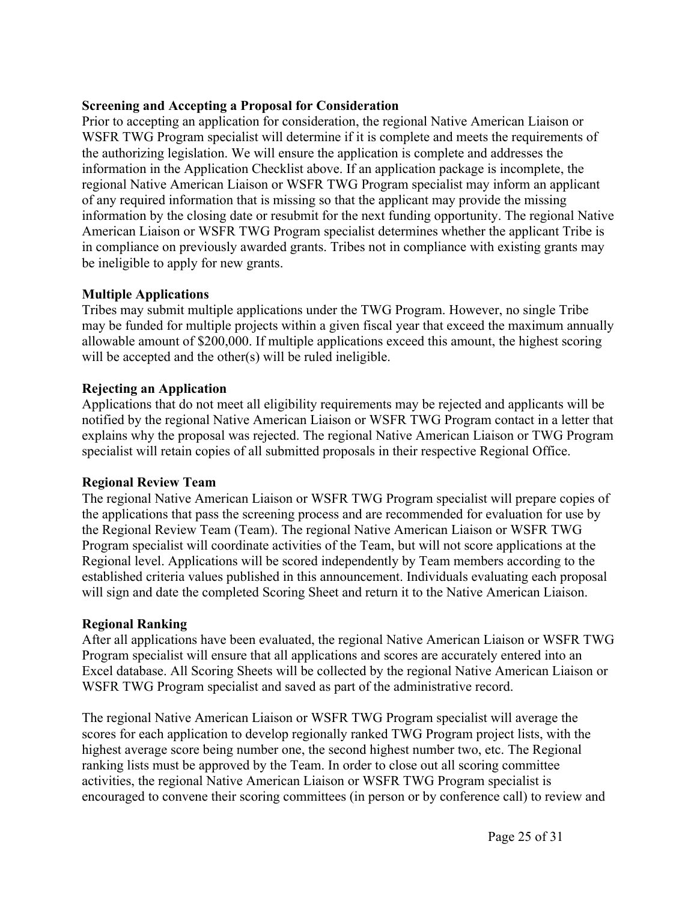**Screening and Accepting a Proposal for Consideration**

Prior to accepting an application for consideration, the regional Native American Liaison or WSFR TWG Program specialist will determine if it is complete and meets the requirements of the authorizing legislation. We will ensure the application is complete and addresses the information in the Application Checklist above. If an application package is incomplete, the regional Native American Liaison or WSFR TWG Program specialist may inform an applicant of any required information that is missing so that the applicant may provide the missing information by the closing date or resubmit for the next funding opportunity. The regional Native American Liaison or WSFR TWG Program specialist determines whether the applicant Tribe is in compliance on previously awarded grants. Tribes not in compliance with existing grants may be ineligible to apply for new grants.

**Multiple Applications**

Tribes may submit multiple applications under the TWG Program. However, no single Tribe may be funded for multiple projects within a given fiscal year that exceed the maximum annually allowable amount of $200,000. If multiple applications exceed this amount, the highest scoring will be accepted and the other(s) will be ruled ineligible.

**Rejecting an Application**

Applications that do not meet all eligibility requirements may be rejected and applicants will be notified by the regional Native American Liaison or WSFR TWG Program contact in a letter that explains why the proposal was rejected. The regional Native American Liaison or TWG Program specialist will retain copies of all submitted proposals in their respective Regional Office.

**Regional Review Team**

The regional Native American Liaison or WSFR TWG Program specialist will prepare copies of the applications that pass the screening process and are recommended for evaluation for use by the Regional Review Team (Team). The regional Native American Liaison or WSFR TWG Program specialist will coordinate activities of the Team, but will not score applications at the Regional level. Applications will be scored independently by Team members according to the established criteria values published in this announcement. Individuals evaluating each proposal will sign and date the completed Scoring Sheet and return it to the Native American Liaison.

**Regional Ranking**

After all applications have been evaluated, the regional Native American Liaison or WSFR TWG Program specialist will ensure that all applications and scores are accurately entered into an Excel database. All Scoring Sheets will be collected by the regional Native American Liaison or WSFR TWG Program specialist and saved as part of the administrative record.

The regional Native American Liaison or WSFR TWG Program specialist will average the scores for each application to develop regionally ranked TWG Program project lists, with the highest average score being number one, the second highest number two, etc. The Regional ranking lists must be approved by the Team. In order to close out all scoring committee activities, the regional Native American Liaison or WSFR TWG Program specialist is encouraged to convene their scoring committees (in person or by conference call) to review and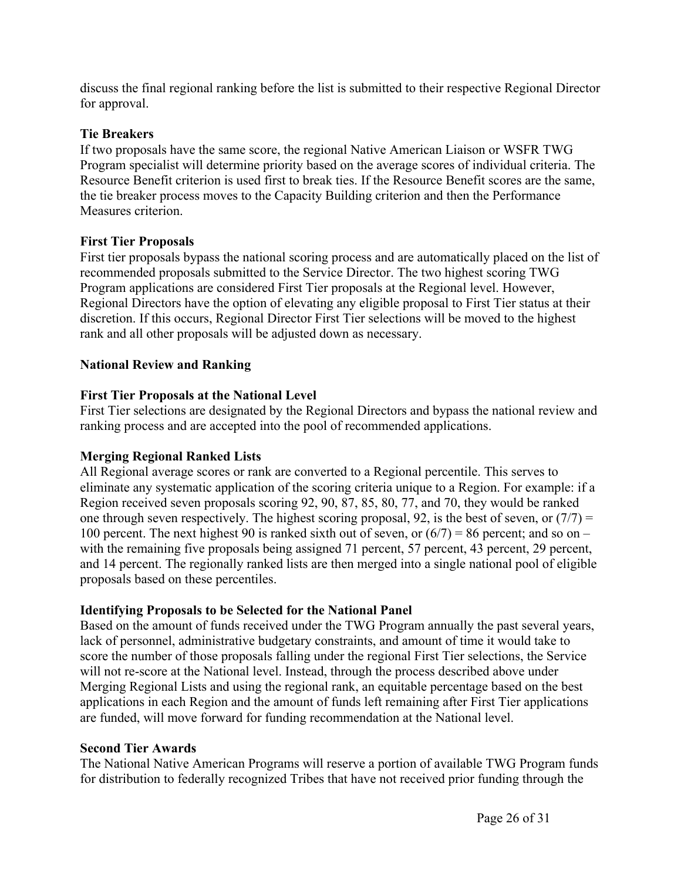discuss the final regional ranking before the list is submitted to their respective Regional Director for approval.

**Tie Breakers**

If two proposals have the same score, the regional Native American Liaison or WSFR TWG Program specialist will determine priority based on the average scores of individual criteria. The Resource Benefit criterion is used first to break ties. If the Resource Benefit scores are the same, the tie breaker process moves to the Capacity Building criterion and then the Performance Measures criterion.

**First Tier Proposals**

First tier proposals bypass the national scoring process and are automatically placed on the list of recommended proposals submitted to the Service Director. The two highest scoring TWG Program applications are considered First Tier proposals at the Regional level. However, Regional Directors have the option of elevating any eligible proposal to First Tier status at their discretion. If this occurs, Regional Director First Tier selections will be moved to the highest rank and all other proposals will be adjusted down as necessary.

**National Review and Ranking**

**First Tier Proposals at the National Level**

First Tier selections are designated by the Regional Directors and bypass the national review and ranking process and are accepted into the pool of recommended applications.

**Merging Regional Ranked Lists**

All Regional average scores or rank are converted to a Regional percentile. This serves to eliminate any systematic application of the scoring criteria unique to a Region. For example: if a Region received seven proposals scoring 92, 90, 87, 85, 80, 77, and 70, they would be ranked one through seven respectively. The highest scoring proposal, 92, is the best of seven, or (7/7) = 100 percent. The next highest 90 is ranked sixth out of seven, or (6/7) = 86 percent; and so on – with the remaining five proposals being assigned 71 percent, 57 percent, 43 percent, 29 percent, and 14 percent. The regionally ranked lists are then merged into a single national pool of eligible proposals based on these percentiles.

**Identifying Proposals to be Selected for the National Panel**

Based on the amount of funds received under the TWG Program annually the past several years, lack of personnel, administrative budgetary constraints, and amount of time it would take to score the number of those proposals falling under the regional First Tier selections, the Service will not re-score at the National level. Instead, through the process described above under Merging Regional Lists and using the regional rank, an equitable percentage based on the best applications in each Region and the amount of funds left remaining after First Tier applications are funded, will move forward for funding recommendation at the National level.

**Second Tier Awards**

The National Native American Programs will reserve a portion of available TWG Program funds for distribution to federally recognized Tribes that have not received prior funding through the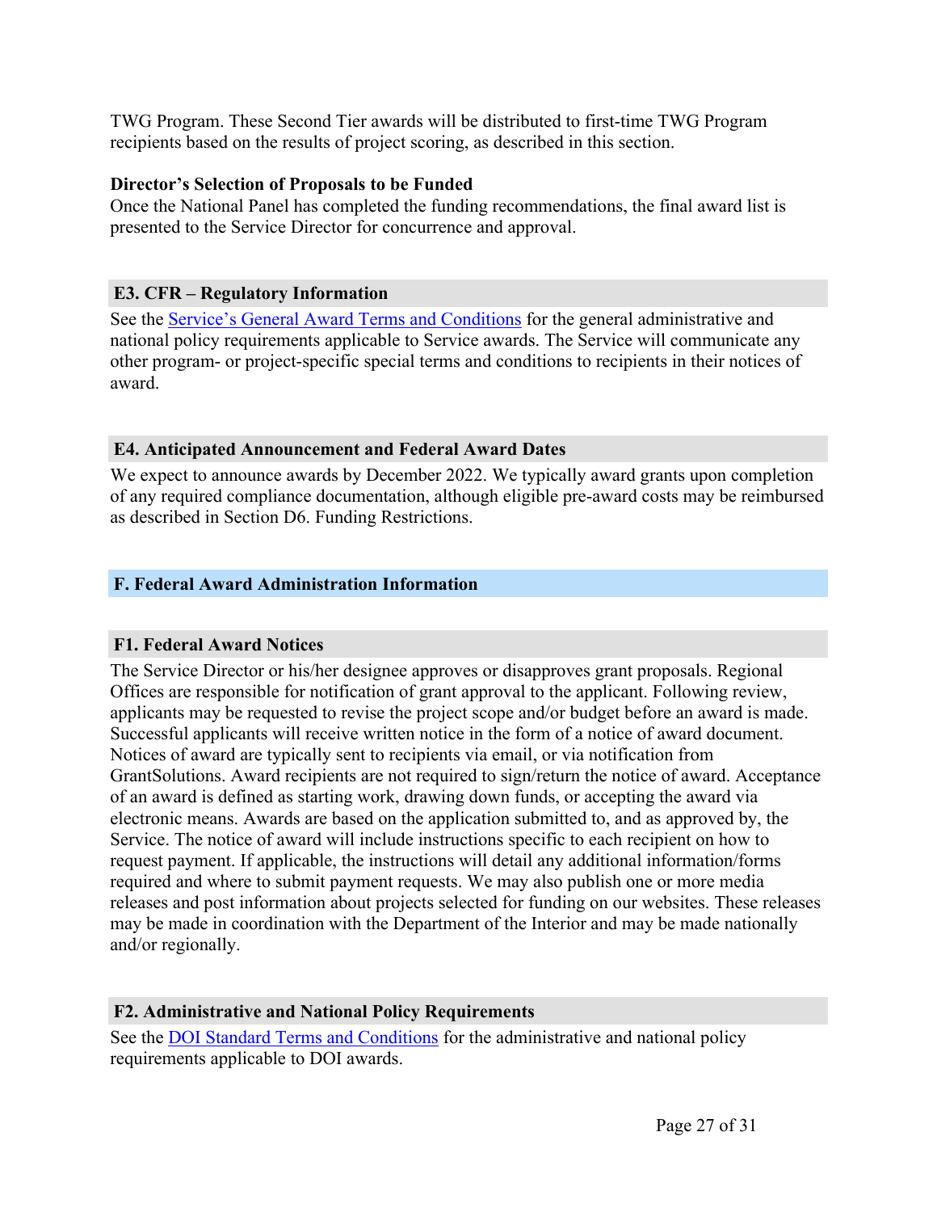TWG Program. These Second Tier awards will be distributed to first-time TWG Program recipients based on the results of project scoring, as described in this section.

**Director's Selection of Proposals to be Funded**

Once the National Panel has completed the funding recommendations, the final award list is presented to the Service Director for concurrence and approval.

### E3. CFR – Regulatory Information

See the Service's General Award Terms and Conditions for the general administrative and national policy requirements applicable to Service awards. The Service will communicate any other program- or project-specific special terms and conditions to recipients in their notices of award.

### E4. Anticipated Announcement and Federal Award Dates

We expect to announce awards by December 2022. We typically award grants upon completion of any required compliance documentation, although eligible pre-award costs may be reimbursed as described in Section D6. Funding Restrictions.

## F. Federal Award Administration Information

### F1. Federal Award Notices

The Service Director or his/her designee approves or disapproves grant proposals. Regional Offices are responsible for notification of grant approval to the applicant. Following review, applicants may be requested to revise the project scope and/or budget before an award is made. Successful applicants will receive written notice in the form of a notice of award document. Notices of award are typically sent to recipients via email, or via notification from GrantSolutions. Award recipients are not required to sign/return the notice of award. Acceptance of an award is defined as starting work, drawing down funds, or accepting the award via electronic means. Awards are based on the application submitted to, and as approved by, the Service. The notice of award will include instructions specific to each recipient on how to request payment. If applicable, the instructions will detail any additional information/forms required and where to submit payment requests. We may also publish one or more media releases and post information about projects selected for funding on our websites. These releases may be made in coordination with the Department of the Interior and may be made nationally and/or regionally.

### F2. Administrative and National Policy Requirements

See the DOI Standard Terms and Conditions for the administrative and national policy requirements applicable to DOI awards.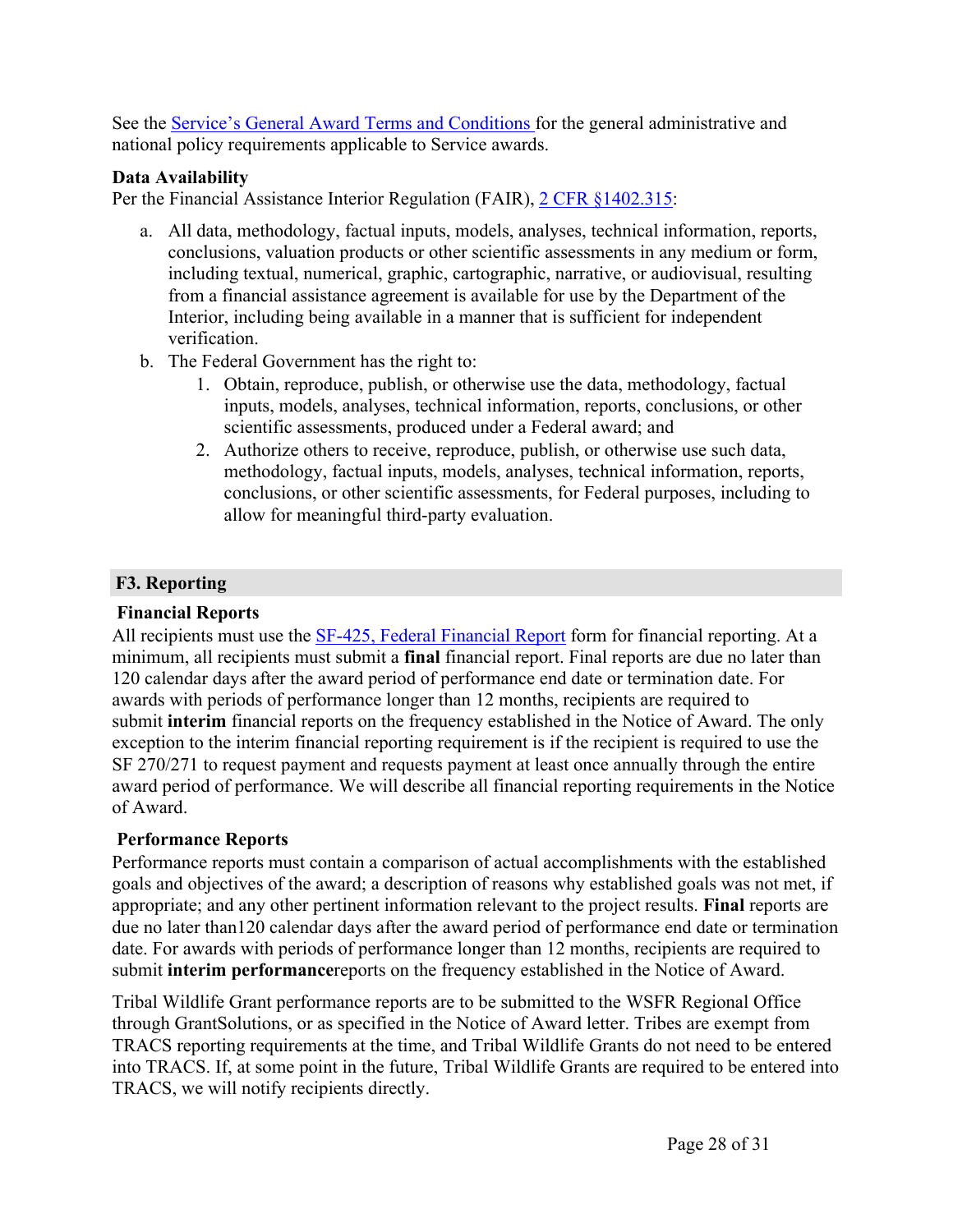See the [Service's General Award Terms and Conditions](#) for the general administrative and national policy requirements applicable to Service awards.

**Data Availability**
Per the Financial Assistance Interior Regulation (FAIR), [2 CFR §1402.315](#):

a. All data, methodology, factual inputs, models, analyses, technical information, reports, conclusions, valuation products or other scientific assessments in any medium or form, including textual, numerical, graphic, cartographic, narrative, or audiovisual, resulting from a financial assistance agreement is available for use by the Department of the Interior, including being available in a manner that is sufficient for independent verification.
b. The Federal Government has the right to:
    1. Obtain, reproduce, publish, or otherwise use the data, methodology, factual inputs, models, analyses, technical information, reports, conclusions, or other scientific assessments, produced under a Federal award; and
    2. Authorize others to receive, reproduce, publish, or otherwise use such data, methodology, factual inputs, models, analyses, technical information, reports, conclusions, or other scientific assessments, for Federal purposes, including to allow for meaningful third-party evaluation.

## F3. Reporting

**Financial Reports**
All recipients must use the [SF-425, Federal Financial Report](#) form for financial reporting. At a minimum, all recipients must submit a **final** financial report. Final reports are due no later than 120 calendar days after the award period of performance end date or termination date. For awards with periods of performance longer than 12 months, recipients are required to submit **interim** financial reports on the frequency established in the Notice of Award. The only exception to the interim financial reporting requirement is if the recipient is required to use the SF 270/271 to request payment and requests payment at least once annually through the entire award period of performance. We will describe all financial reporting requirements in the Notice of Award.

**Performance Reports**
Performance reports must contain a comparison of actual accomplishments with the established goals and objectives of the award; a description of reasons why established goals was not met, if appropriate; and any other pertinent information relevant to the project results. **Final** reports are due no later than120 calendar days after the award period of performance end date or termination date. For awards with periods of performance longer than 12 months, recipients are required to submit **interim performance**reports on the frequency established in the Notice of Award.

Tribal Wildlife Grant performance reports are to be submitted to the WSFR Regional Office through GrantSolutions, or as specified in the Notice of Award letter. Tribes are exempt from TRACS reporting requirements at the time, and Tribal Wildlife Grants do not need to be entered into TRACS. If, at some point in the future, Tribal Wildlife Grants are required to be entered into TRACS, we will notify recipients directly.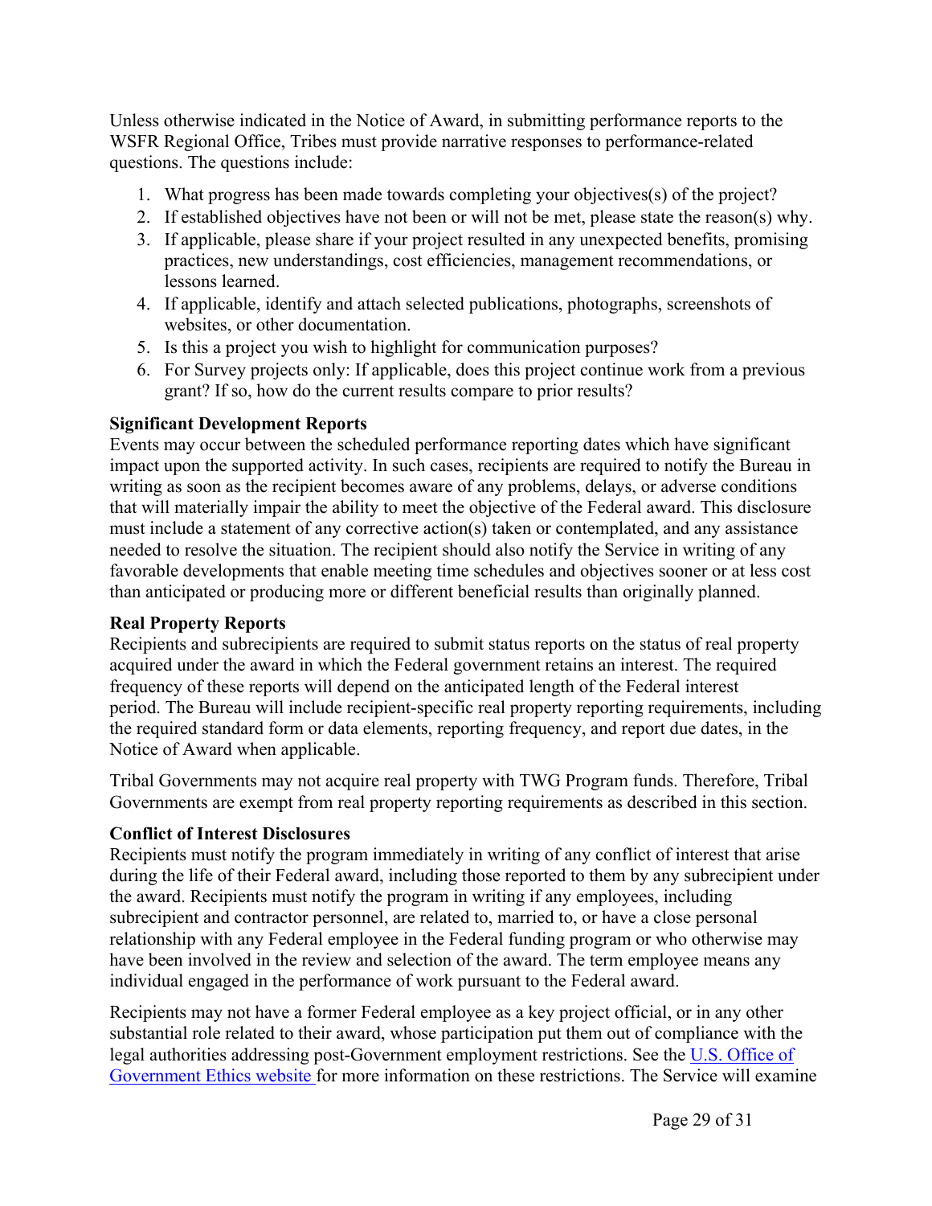Unless otherwise indicated in the Notice of Award, in submitting performance reports to the WSFR Regional Office, Tribes must provide narrative responses to performance-related questions. The questions include:

1. What progress has been made towards completing your objectives(s) of the project?
2. If established objectives have not been or will not be met, please state the reason(s) why.
3. If applicable, please share if your project resulted in any unexpected benefits, promising practices, new understandings, cost efficiencies, management recommendations, or lessons learned.
4. If applicable, identify and attach selected publications, photographs, screenshots of websites, or other documentation.
5. Is this a project you wish to highlight for communication purposes?
6. For Survey projects only: If applicable, does this project continue work from a previous grant? If so, how do the current results compare to prior results?

**Significant Development Reports**

Events may occur between the scheduled performance reporting dates which have significant impact upon the supported activity. In such cases, recipients are required to notify the Bureau in writing as soon as the recipient becomes aware of any problems, delays, or adverse conditions that will materially impair the ability to meet the objective of the Federal award. This disclosure must include a statement of any corrective action(s) taken or contemplated, and any assistance needed to resolve the situation. The recipient should also notify the Service in writing of any favorable developments that enable meeting time schedules and objectives sooner or at less cost than anticipated or producing more or different beneficial results than originally planned.

**Real Property Reports**

Recipients and subrecipients are required to submit status reports on the status of real property acquired under the award in which the Federal government retains an interest. The required frequency of these reports will depend on the anticipated length of the Federal interest period. The Bureau will include recipient-specific real property reporting requirements, including the required standard form or data elements, reporting frequency, and report due dates, in the Notice of Award when applicable.

Tribal Governments may not acquire real property with TWG Program funds. Therefore, Tribal Governments are exempt from real property reporting requirements as described in this section.

**Conflict of Interest Disclosures**

Recipients must notify the program immediately in writing of any conflict of interest that arise during the life of their Federal award, including those reported to them by any subrecipient under the award. Recipients must notify the program in writing if any employees, including subrecipient and contractor personnel, are related to, married to, or have a close personal relationship with any Federal employee in the Federal funding program or who otherwise may have been involved in the review and selection of the award. The term employee means any individual engaged in the performance of work pursuant to the Federal award.

Recipients may not have a former Federal employee as a key project official, or in any other substantial role related to their award, whose participation put them out of compliance with the legal authorities addressing post-Government employment restrictions. See the [U.S. Office of Government Ethics website](https://www.oge.gov) for more information on these restrictions. The Service will examine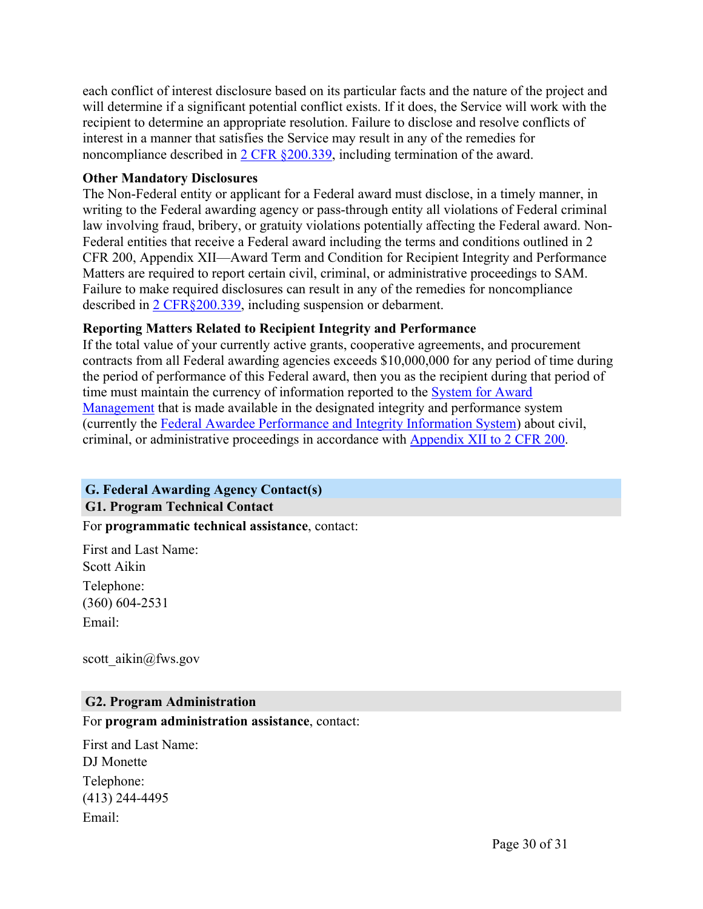each conflict of interest disclosure based on its particular facts and the nature of the project and will determine if a significant potential conflict exists. If it does, the Service will work with the recipient to determine an appropriate resolution. Failure to disclose and resolve conflicts of interest in a manner that satisfies the Service may result in any of the remedies for noncompliance described in 2 CFR §200.339, including termination of the award.

**Other Mandatory Disclosures**

The Non-Federal entity or applicant for a Federal award must disclose, in a timely manner, in writing to the Federal awarding agency or pass-through entity all violations of Federal criminal law involving fraud, bribery, or gratuity violations potentially affecting the Federal award. Non-Federal entities that receive a Federal award including the terms and conditions outlined in 2 CFR 200, Appendix XII—Award Term and Condition for Recipient Integrity and Performance Matters are required to report certain civil, criminal, or administrative proceedings to SAM. Failure to make required disclosures can result in any of the remedies for noncompliance described in 2 CFR§200.339, including suspension or debarment.

**Reporting Matters Related to Recipient Integrity and Performance**

If the total value of your currently active grants, cooperative agreements, and procurement contracts from all Federal awarding agencies exceeds $10,000,000 for any period of time during the period of performance of this Federal award, then you as the recipient during that period of time must maintain the currency of information reported to the System for Award Management that is made available in the designated integrity and performance system (currently the Federal Awardee Performance and Integrity Information System) about civil, criminal, or administrative proceedings in accordance with Appendix XII to 2 CFR 200.

## G. Federal Awarding Agency Contact(s)

### G1. Program Technical Contact

For **programmatic technical assistance**, contact:

First and Last Name:
Scott Aikin

Telephone:
(360) 604-2531

Email:

scott_aikin@fws.gov

### G2. Program Administration

For **program administration assistance**, contact:

First and Last Name:
DJ Monette

Telephone:
(413) 244-4495

Email: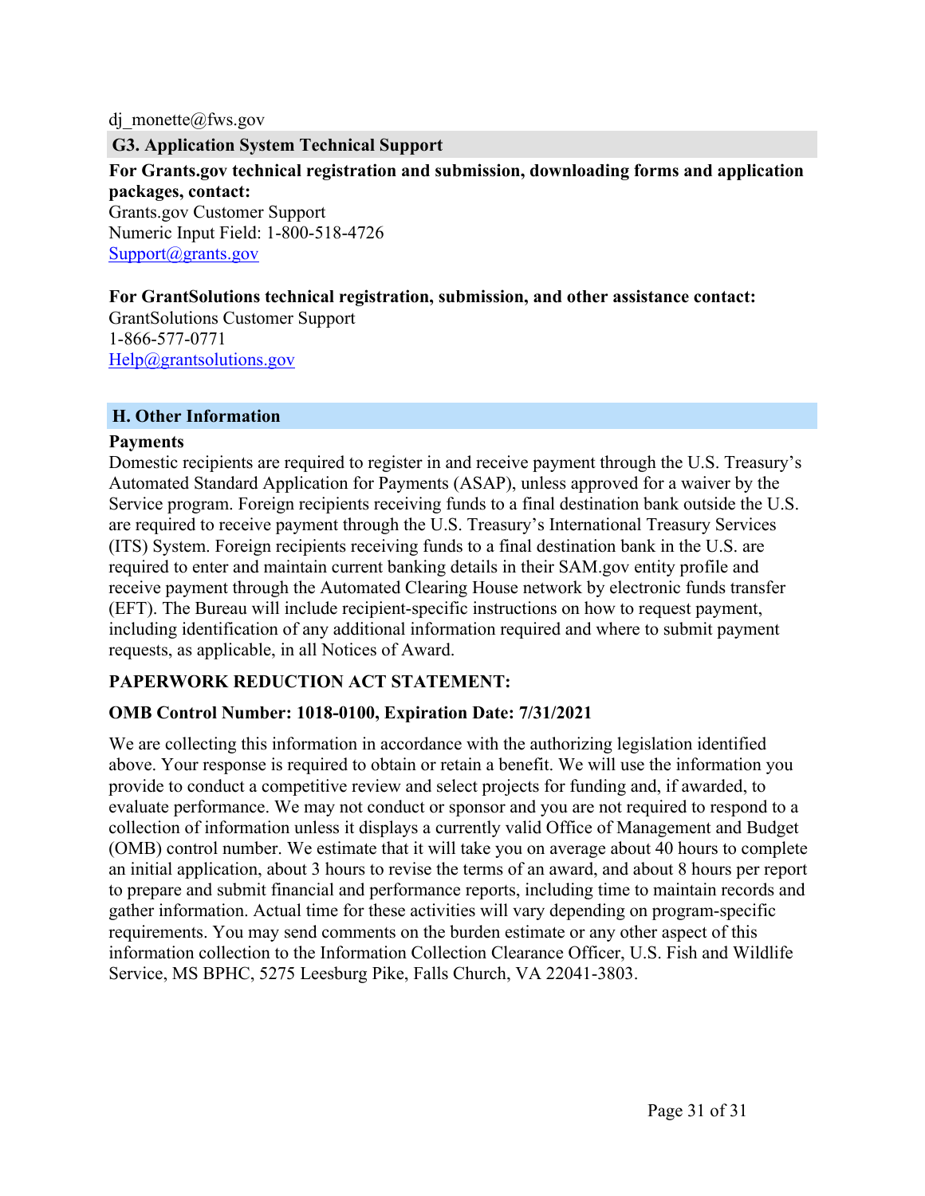dj_monette@fws.gov

### G3. Application System Technical Support

**For Grants.gov technical registration and submission, downloading forms and application packages, contact:**
Grants.gov Customer Support
Numeric Input Field: 1-800-518-4726
Support@grants.gov

**For GrantSolutions technical registration, submission, and other assistance contact:**
GrantSolutions Customer Support
1-866-577-0771
Help@grantsolutions.gov

## H. Other Information

**Payments**
Domestic recipients are required to register in and receive payment through the U.S. Treasury's Automated Standard Application for Payments (ASAP), unless approved for a waiver by the Service program. Foreign recipients receiving funds to a final destination bank outside the U.S. are required to receive payment through the U.S. Treasury's International Treasury Services (ITS) System. Foreign recipients receiving funds to a final destination bank in the U.S. are required to enter and maintain current banking details in their SAM.gov entity profile and receive payment through the Automated Clearing House network by electronic funds transfer (EFT). The Bureau will include recipient-specific instructions on how to request payment, including identification of any additional information required and where to submit payment requests, as applicable, in all Notices of Award.

**PAPERWORK REDUCTION ACT STATEMENT:**

**OMB Control Number: 1018-0100, Expiration Date: 7/31/2021**

We are collecting this information in accordance with the authorizing legislation identified above. Your response is required to obtain or retain a benefit. We will use the information you provide to conduct a competitive review and select projects for funding and, if awarded, to evaluate performance. We may not conduct or sponsor and you are not required to respond to a collection of information unless it displays a currently valid Office of Management and Budget (OMB) control number. We estimate that it will take you on average about 40 hours to complete an initial application, about 3 hours to revise the terms of an award, and about 8 hours per report to prepare and submit financial and performance reports, including time to maintain records and gather information. Actual time for these activities will vary depending on program-specific requirements. You may send comments on the burden estimate or any other aspect of this information collection to the Information Collection Clearance Officer, U.S. Fish and Wildlife Service, MS BPHC, 5275 Leesburg Pike, Falls Church, VA 22041-3803.